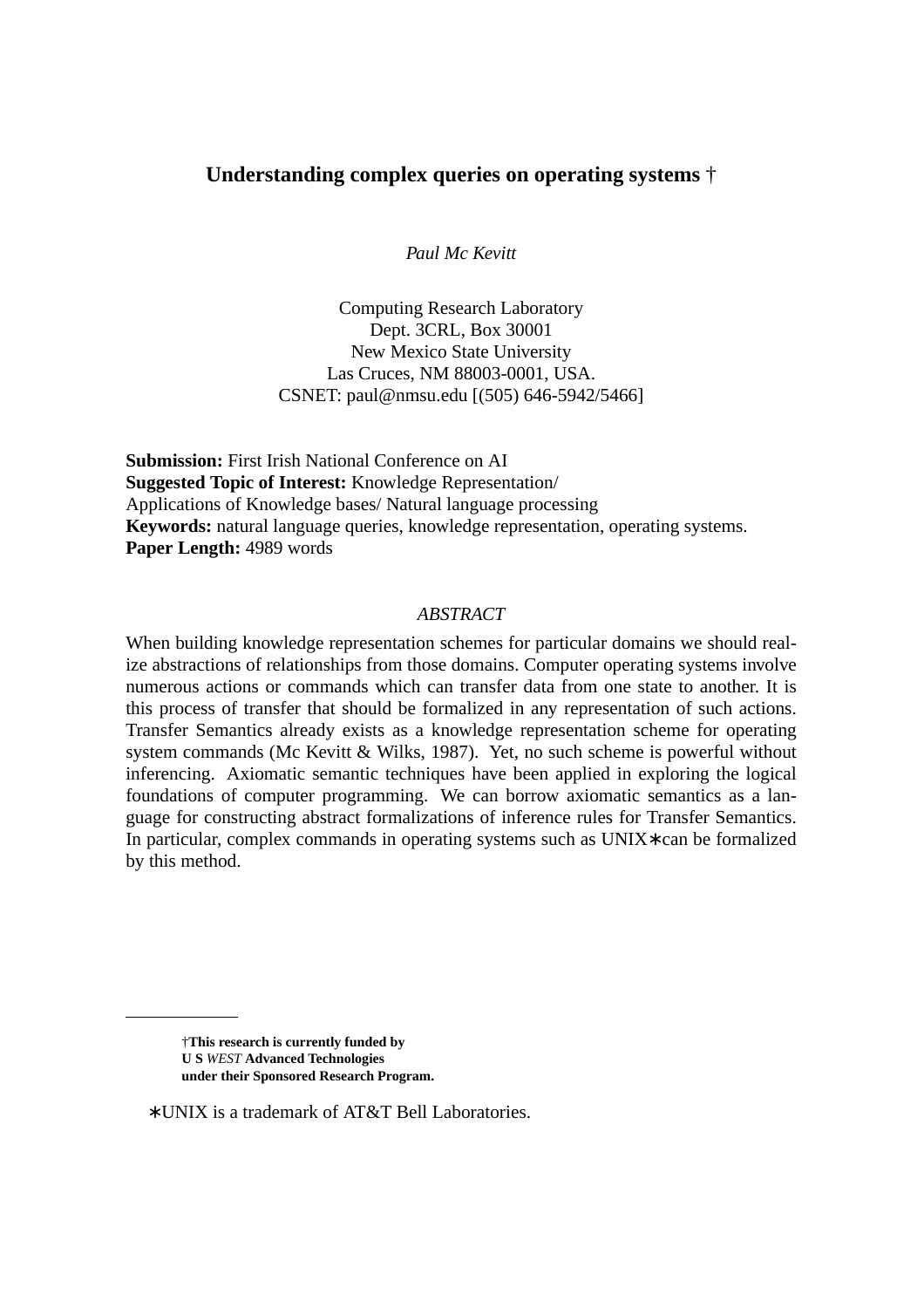# Understanding complex queries on operating systems †

*Paul Mc Kevitt*

Computing Research Laboratory
Dept. 3CRL, Box 30001
New Mexico State University
Las Cruces, NM 88003-0001, USA.
CSNET: paul@nmsu.edu [(505) 646-5942/5466]

**Submission:** First Irish National Conference on AI
**Suggested Topic of Interest:** Knowledge Representation/ Applications of Knowledge bases/ Natural language processing
**Keywords:** natural language queries, knowledge representation, operating systems.
**Paper Length:** 4989 words

*ABSTRACT*

When building knowledge representation schemes for particular domains we should realize abstractions of relationships from those domains. Computer operating systems involve numerous actions or commands which can transfer data from one state to another. It is this process of transfer that should be formalized in any representation of such actions. Transfer Semantics already exists as a knowledge representation scheme for operating system commands (Mc Kevitt & Wilks, 1987). Yet, no such scheme is powerful without inferencing. Axiomatic semantic techniques have been applied in exploring the logical foundations of computer programming. We can borrow axiomatic semantics as a language for constructing abstract formalizations of inference rules for Transfer Semantics. In particular, complex commands in operating systems such as UNIX∗can be formalized by this method.

---

**†This research is currently funded by**
**U S *WEST* Advanced Technologies**
**under their Sponsored Research Program.**

∗UNIX is a trademark of AT&T Bell Laboratories.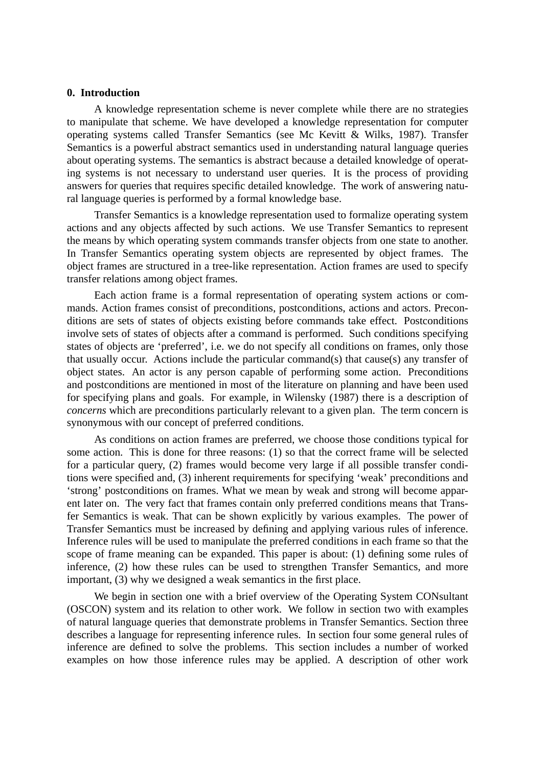## 0. Introduction

A knowledge representation scheme is never complete while there are no strategies to manipulate that scheme. We have developed a knowledge representation for computer operating systems called Transfer Semantics (see Mc Kevitt & Wilks, 1987). Transfer Semantics is a powerful abstract semantics used in understanding natural language queries about operating systems. The semantics is abstract because a detailed knowledge of operating systems is not necessary to understand user queries. It is the process of providing answers for queries that requires specific detailed knowledge. The work of answering natural language queries is performed by a formal knowledge base.

Transfer Semantics is a knowledge representation used to formalize operating system actions and any objects affected by such actions. We use Transfer Semantics to represent the means by which operating system commands transfer objects from one state to another. In Transfer Semantics operating system objects are represented by object frames. The object frames are structured in a tree-like representation. Action frames are used to specify transfer relations among object frames.

Each action frame is a formal representation of operating system actions or commands. Action frames consist of preconditions, postconditions, actions and actors. Preconditions are sets of states of objects existing before commands take effect. Postconditions involve sets of states of objects after a command is performed. Such conditions specifying states of objects are 'preferred', i.e. we do not specify all conditions on frames, only those that usually occur. Actions include the particular command(s) that cause(s) any transfer of object states. An actor is any person capable of performing some action. Preconditions and postconditions are mentioned in most of the literature on planning and have been used for specifying plans and goals. For example, in Wilensky (1987) there is a description of *concerns* which are preconditions particularly relevant to a given plan. The term concern is synonymous with our concept of preferred conditions.

As conditions on action frames are preferred, we choose those conditions typical for some action. This is done for three reasons: (1) so that the correct frame will be selected for a particular query, (2) frames would become very large if all possible transfer conditions were specified and, (3) inherent requirements for specifying 'weak' preconditions and 'strong' postconditions on frames. What we mean by weak and strong will become apparent later on. The very fact that frames contain only preferred conditions means that Transfer Semantics is weak. That can be shown explicitly by various examples. The power of Transfer Semantics must be increased by defining and applying various rules of inference. Inference rules will be used to manipulate the preferred conditions in each frame so that the scope of frame meaning can be expanded. This paper is about: (1) defining some rules of inference, (2) how these rules can be used to strengthen Transfer Semantics, and more important, (3) why we designed a weak semantics in the first place.

We begin in section one with a brief overview of the Operating System CONsultant (OSCON) system and its relation to other work. We follow in section two with examples of natural language queries that demonstrate problems in Transfer Semantics. Section three describes a language for representing inference rules. In section four some general rules of inference are defined to solve the problems. This section includes a number of worked examples on how those inference rules may be applied. A description of other work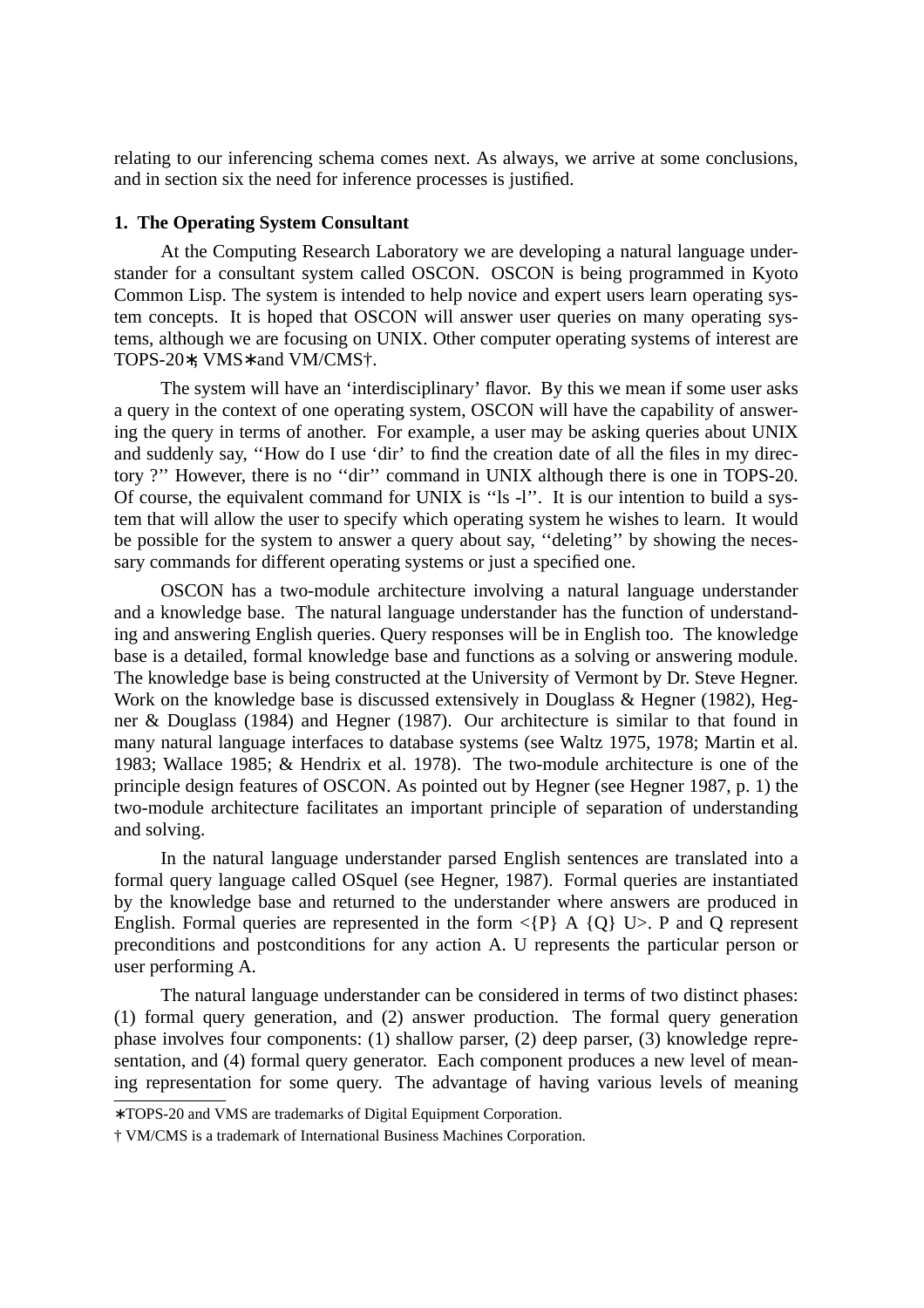relating to our inferencing schema comes next. As always, we arrive at some conclusions, and in section six the need for inference processes is justified.

## 1. The Operating System Consultant

At the Computing Research Laboratory we are developing a natural language understander for a consultant system called OSCON. OSCON is being programmed in Kyoto Common Lisp. The system is intended to help novice and expert users learn operating system concepts. It is hoped that OSCON will answer user queries on many operating systems, although we are focusing on UNIX. Other computer operating systems of interest are TOPS-20∗, VMS∗ and VM/CMS†.

The system will have an ‘interdisciplinary’ flavor. By this we mean if some user asks a query in the context of one operating system, OSCON will have the capability of answering the query in terms of another. For example, a user may be asking queries about UNIX and suddenly say, ‘‘How do I use ‘dir’ to find the creation date of all the files in my directory ?’’ However, there is no ‘‘dir’’ command in UNIX although there is one in TOPS-20. Of course, the equivalent command for UNIX is ‘‘ls -l’’. It is our intention to build a system that will allow the user to specify which operating system he wishes to learn. It would be possible for the system to answer a query about say, ‘‘deleting’’ by showing the necessary commands for different operating systems or just a specified one.

OSCON has a two-module architecture involving a natural language understander and a knowledge base. The natural language understander has the function of understanding and answering English queries. Query responses will be in English too. The knowledge base is a detailed, formal knowledge base and functions as a solving or answering module. The knowledge base is being constructed at the University of Vermont by Dr. Steve Hegner. Work on the knowledge base is discussed extensively in Douglass & Hegner (1982), Hegner & Douglass (1984) and Hegner (1987). Our architecture is similar to that found in many natural language interfaces to database systems (see Waltz 1975, 1978; Martin et al. 1983; Wallace 1985; & Hendrix et al. 1978). The two-module architecture is one of the principle design features of OSCON. As pointed out by Hegner (see Hegner 1987, p. 1) the two-module architecture facilitates an important principle of separation of understanding and solving.

In the natural language understander parsed English sentences are translated into a formal query language called OSquel (see Hegner, 1987). Formal queries are instantiated by the knowledge base and returned to the understander where answers are produced in English. Formal queries are represented in the form <{P} A {Q} U>. P and Q represent preconditions and postconditions for any action A. U represents the particular person or user performing A.

The natural language understander can be considered in terms of two distinct phases: (1) formal query generation, and (2) answer production. The formal query generation phase involves four components: (1) shallow parser, (2) deep parser, (3) knowledge representation, and (4) formal query generator. Each component produces a new level of meaning representation for some query. The advantage of having various levels of meaning

∗TOPS-20 and VMS are trademarks of Digital Equipment Corporation.

† VM/CMS is a trademark of International Business Machines Corporation.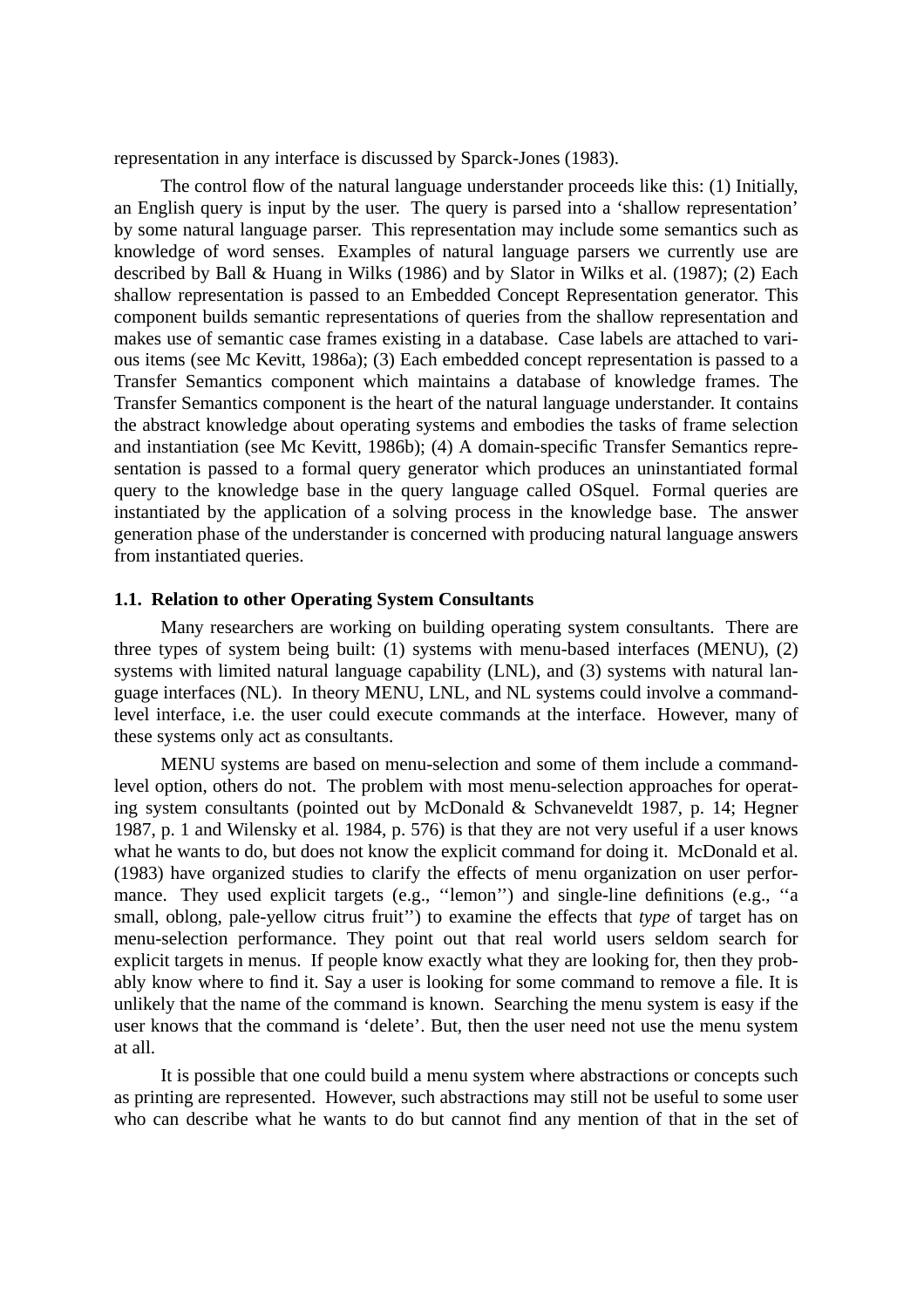representation in any interface is discussed by Sparck-Jones (1983).

The control flow of the natural language understander proceeds like this: (1) Initially, an English query is input by the user. The query is parsed into a 'shallow representation' by some natural language parser. This representation may include some semantics such as knowledge of word senses. Examples of natural language parsers we currently use are described by Ball & Huang in Wilks (1986) and by Slator in Wilks et al. (1987); (2) Each shallow representation is passed to an Embedded Concept Representation generator. This component builds semantic representations of queries from the shallow representation and makes use of semantic case frames existing in a database. Case labels are attached to various items (see Mc Kevitt, 1986a); (3) Each embedded concept representation is passed to a Transfer Semantics component which maintains a database of knowledge frames. The Transfer Semantics component is the heart of the natural language understander. It contains the abstract knowledge about operating systems and embodies the tasks of frame selection and instantiation (see Mc Kevitt, 1986b); (4) A domain-specific Transfer Semantics representation is passed to a formal query generator which produces an uninstantiated formal query to the knowledge base in the query language called OSquel. Formal queries are instantiated by the application of a solving process in the knowledge base. The answer generation phase of the understander is concerned with producing natural language answers from instantiated queries.

### 1.1. Relation to other Operating System Consultants

Many researchers are working on building operating system consultants. There are three types of system being built: (1) systems with menu-based interfaces (MENU), (2) systems with limited natural language capability (LNL), and (3) systems with natural language interfaces (NL). In theory MENU, LNL, and NL systems could involve a command-level interface, i.e. the user could execute commands at the interface. However, many of these systems only act as consultants.

MENU systems are based on menu-selection and some of them include a command-level option, others do not. The problem with most menu-selection approaches for operating system consultants (pointed out by McDonald & Schvaneveldt 1987, p. 14; Hegner 1987, p. 1 and Wilensky et al. 1984, p. 576) is that they are not very useful if a user knows what he wants to do, but does not know the explicit command for doing it. McDonald et al. (1983) have organized studies to clarify the effects of menu organization on user performance. They used explicit targets (e.g., ''lemon'') and single-line definitions (e.g., ''a small, oblong, pale-yellow citrus fruit'') to examine the effects that *type* of target has on menu-selection performance. They point out that real world users seldom search for explicit targets in menus. If people know exactly what they are looking for, then they probably know where to find it. Say a user is looking for some command to remove a file. It is unlikely that the name of the command is known. Searching the menu system is easy if the user knows that the command is 'delete'. But, then the user need not use the menu system at all.

It is possible that one could build a menu system where abstractions or concepts such as printing are represented. However, such abstractions may still not be useful to some user who can describe what he wants to do but cannot find any mention of that in the set of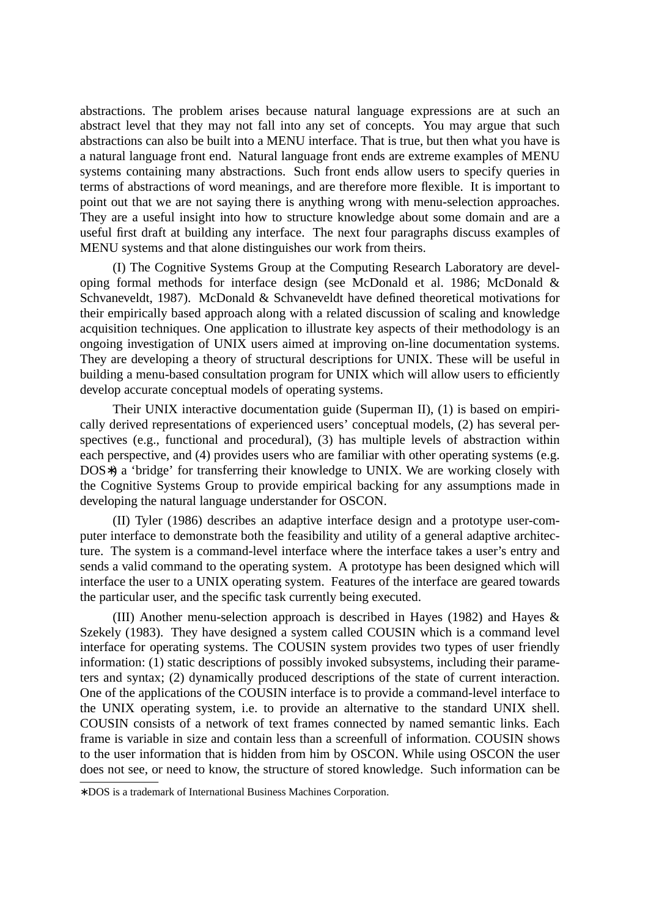abstractions. The problem arises because natural language expressions are at such an abstract level that they may not fall into any set of concepts. You may argue that such abstractions can also be built into a MENU interface. That is true, but then what you have is a natural language front end. Natural language front ends are extreme examples of MENU systems containing many abstractions. Such front ends allow users to specify queries in terms of abstractions of word meanings, and are therefore more flexible. It is important to point out that we are not saying there is anything wrong with menu-selection approaches. They are a useful insight into how to structure knowledge about some domain and are a useful first draft at building any interface. The next four paragraphs discuss examples of MENU systems and that alone distinguishes our work from theirs.

(I) The Cognitive Systems Group at the Computing Research Laboratory are developing formal methods for interface design (see McDonald et al. 1986; McDonald & Schvaneveldt, 1987). McDonald & Schvaneveldt have defined theoretical motivations for their empirically based approach along with a related discussion of scaling and knowledge acquisition techniques. One application to illustrate key aspects of their methodology is an ongoing investigation of UNIX users aimed at improving on-line documentation systems. They are developing a theory of structural descriptions for UNIX. These will be useful in building a menu-based consultation program for UNIX which will allow users to efficiently develop accurate conceptual models of operating systems.

Their UNIX interactive documentation guide (Superman II), (1) is based on empirically derived representations of experienced users' conceptual models, (2) has several perspectives (e.g., functional and procedural), (3) has multiple levels of abstraction within each perspective, and (4) provides users who are familiar with other operating systems (e.g. DOS∗) a 'bridge' for transferring their knowledge to UNIX. We are working closely with the Cognitive Systems Group to provide empirical backing for any assumptions made in developing the natural language understander for OSCON.

(II) Tyler (1986) describes an adaptive interface design and a prototype user-computer interface to demonstrate both the feasibility and utility of a general adaptive architecture. The system is a command-level interface where the interface takes a user's entry and sends a valid command to the operating system. A prototype has been designed which will interface the user to a UNIX operating system. Features of the interface are geared towards the particular user, and the specific task currently being executed.

(III) Another menu-selection approach is described in Hayes (1982) and Hayes & Szekely (1983). They have designed a system called COUSIN which is a command level interface for operating systems. The COUSIN system provides two types of user friendly information: (1) static descriptions of possibly invoked subsystems, including their parameters and syntax; (2) dynamically produced descriptions of the state of current interaction. One of the applications of the COUSIN interface is to provide a command-level interface to the UNIX operating system, i.e. to provide an alternative to the standard UNIX shell. COUSIN consists of a network of text frames connected by named semantic links. Each frame is variable in size and contain less than a screenfull of information. COUSIN shows to the user information that is hidden from him by OSCON. While using OSCON the user does not see, or need to know, the structure of stored knowledge. Such information can be

∗DOS is a trademark of International Business Machines Corporation.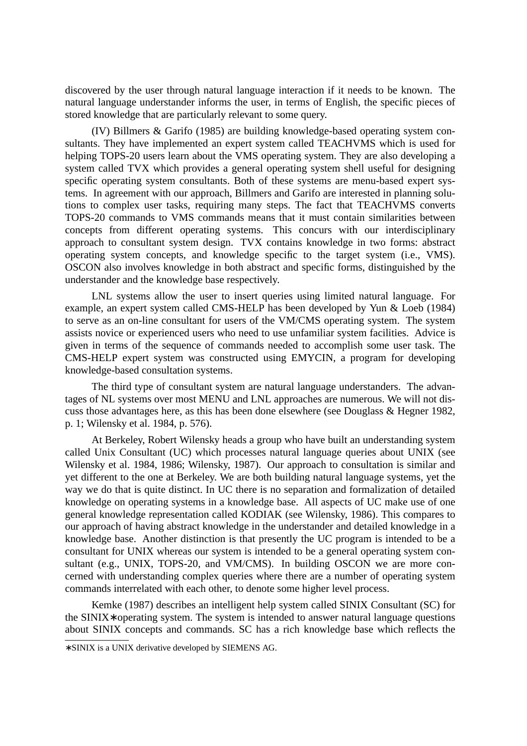discovered by the user through natural language interaction if it needs to be known. The natural language understander informs the user, in terms of English, the specific pieces of stored knowledge that are particularly relevant to some query.

(IV) Billmers & Garifo (1985) are building knowledge-based operating system consultants. They have implemented an expert system called TEACHVMS which is used for helping TOPS-20 users learn about the VMS operating system. They are also developing a system called TVX which provides a general operating system shell useful for designing specific operating system consultants. Both of these systems are menu-based expert systems. In agreement with our approach, Billmers and Garifo are interested in planning solutions to complex user tasks, requiring many steps. The fact that TEACHVMS converts TOPS-20 commands to VMS commands means that it must contain similarities between concepts from different operating systems. This concurs with our interdisciplinary approach to consultant system design. TVX contains knowledge in two forms: abstract operating system concepts, and knowledge specific to the target system (i.e., VMS). OSCON also involves knowledge in both abstract and specific forms, distinguished by the understander and the knowledge base respectively.

LNL systems allow the user to insert queries using limited natural language. For example, an expert system called CMS-HELP has been developed by Yun & Loeb (1984) to serve as an on-line consultant for users of the VM/CMS operating system. The system assists novice or experienced users who need to use unfamiliar system facilities. Advice is given in terms of the sequence of commands needed to accomplish some user task. The CMS-HELP expert system was constructed using EMYCIN, a program for developing knowledge-based consultation systems.

The third type of consultant system are natural language understanders. The advantages of NL systems over most MENU and LNL approaches are numerous. We will not discuss those advantages here, as this has been done elsewhere (see Douglass & Hegner 1982, p. 1; Wilensky et al. 1984, p. 576).

At Berkeley, Robert Wilensky heads a group who have built an understanding system called Unix Consultant (UC) which processes natural language queries about UNIX (see Wilensky et al. 1984, 1986; Wilensky, 1987). Our approach to consultation is similar and yet different to the one at Berkeley. We are both building natural language systems, yet the way we do that is quite distinct. In UC there is no separation and formalization of detailed knowledge on operating systems in a knowledge base. All aspects of UC make use of one general knowledge representation called KODIAK (see Wilensky, 1986). This compares to our approach of having abstract knowledge in the understander and detailed knowledge in a knowledge base. Another distinction is that presently the UC program is intended to be a consultant for UNIX whereas our system is intended to be a general operating system consultant (e.g., UNIX, TOPS-20, and VM/CMS). In building OSCON we are more concerned with understanding complex queries where there are a number of operating system commands interrelated with each other, to denote some higher level process.

Kemke (1987) describes an intelligent help system called SINIX Consultant (SC) for the SINIX∗operating system. The system is intended to answer natural language questions about SINIX concepts and commands. SC has a rich knowledge base which reflects the

---

∗SINIX is a UNIX derivative developed by SIEMENS AG.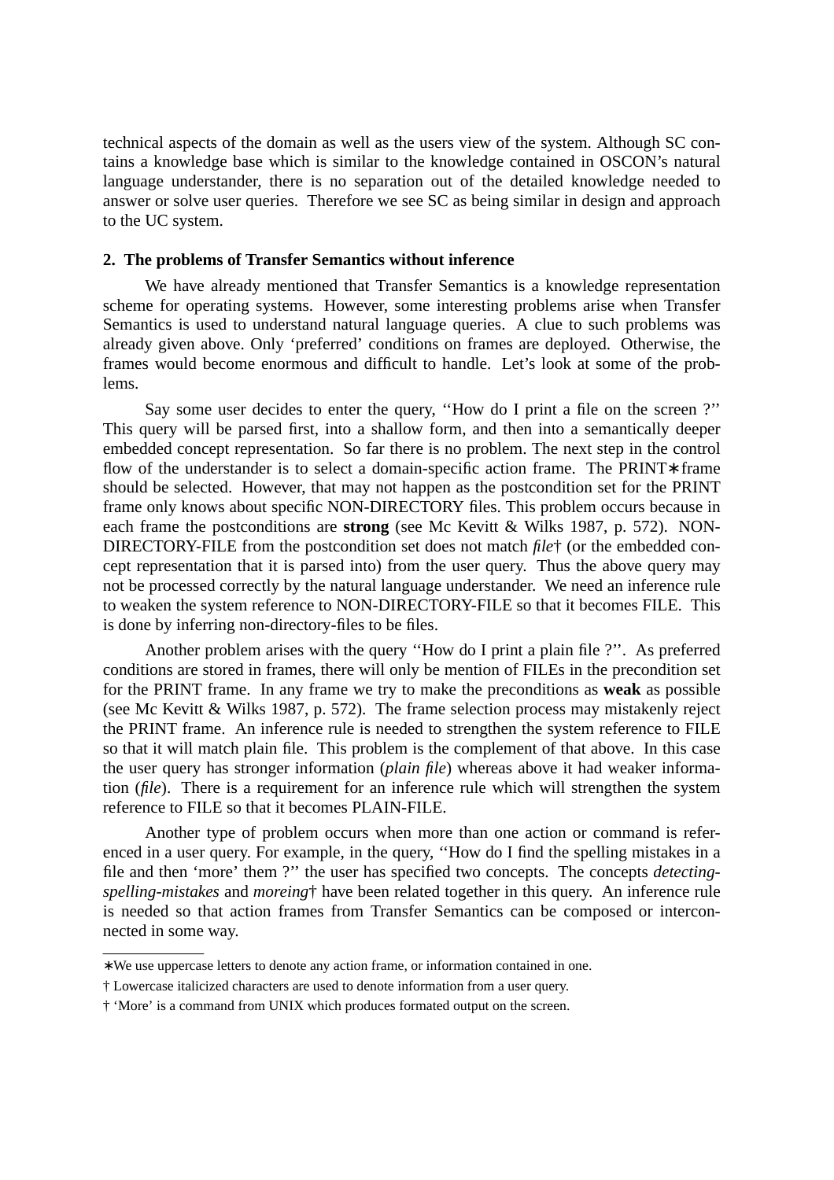technical aspects of the domain as well as the users view of the system. Although SC contains a knowledge base which is similar to the knowledge contained in OSCON's natural language understander, there is no separation out of the detailed knowledge needed to answer or solve user queries. Therefore we see SC as being similar in design and approach to the UC system.

## 2. The problems of Transfer Semantics without inference

We have already mentioned that Transfer Semantics is a knowledge representation scheme for operating systems. However, some interesting problems arise when Transfer Semantics is used to understand natural language queries. A clue to such problems was already given above. Only 'preferred' conditions on frames are deployed. Otherwise, the frames would become enormous and difficult to handle. Let's look at some of the problems.

Say some user decides to enter the query, ''How do I print a file on the screen ?'' This query will be parsed first, into a shallow form, and then into a semantically deeper embedded concept representation. So far there is no problem. The next step in the control flow of the understander is to select a domain-specific action frame. The PRINT∗ frame should be selected. However, that may not happen as the postcondition set for the PRINT frame only knows about specific NON-DIRECTORY files. This problem occurs because in each frame the postconditions are **strong** (see Mc Kevitt & Wilks 1987, p. 572). NON-DIRECTORY-FILE from the postcondition set does not match *file*† (or the embedded concept representation that it is parsed into) from the user query. Thus the above query may not be processed correctly by the natural language understander. We need an inference rule to weaken the system reference to NON-DIRECTORY-FILE so that it becomes FILE. This is done by inferring non-directory-files to be files.

Another problem arises with the query ''How do I print a plain file ?''. As preferred conditions are stored in frames, there will only be mention of FILEs in the precondition set for the PRINT frame. In any frame we try to make the preconditions as **weak** as possible (see Mc Kevitt & Wilks 1987, p. 572). The frame selection process may mistakenly reject the PRINT frame. An inference rule is needed to strengthen the system reference to FILE so that it will match plain file. This problem is the complement of that above. In this case the user query has stronger information (*plain file*) whereas above it had weaker information (*file*). There is a requirement for an inference rule which will strengthen the system reference to FILE so that it becomes PLAIN-FILE.

Another type of problem occurs when more than one action or command is referenced in a user query. For example, in the query, ''How do I find the spelling mistakes in a file and then 'more' them ?'' the user has specified two concepts. The concepts *detecting-spelling-mistakes* and *moreing*† have been related together in this query. An inference rule is needed so that action frames from Transfer Semantics can be composed or interconnected in some way.

---

∗We use uppercase letters to denote any action frame, or information contained in one.

† Lowercase italicized characters are used to denote information from a user query.

† 'More' is a command from UNIX which produces formated output on the screen.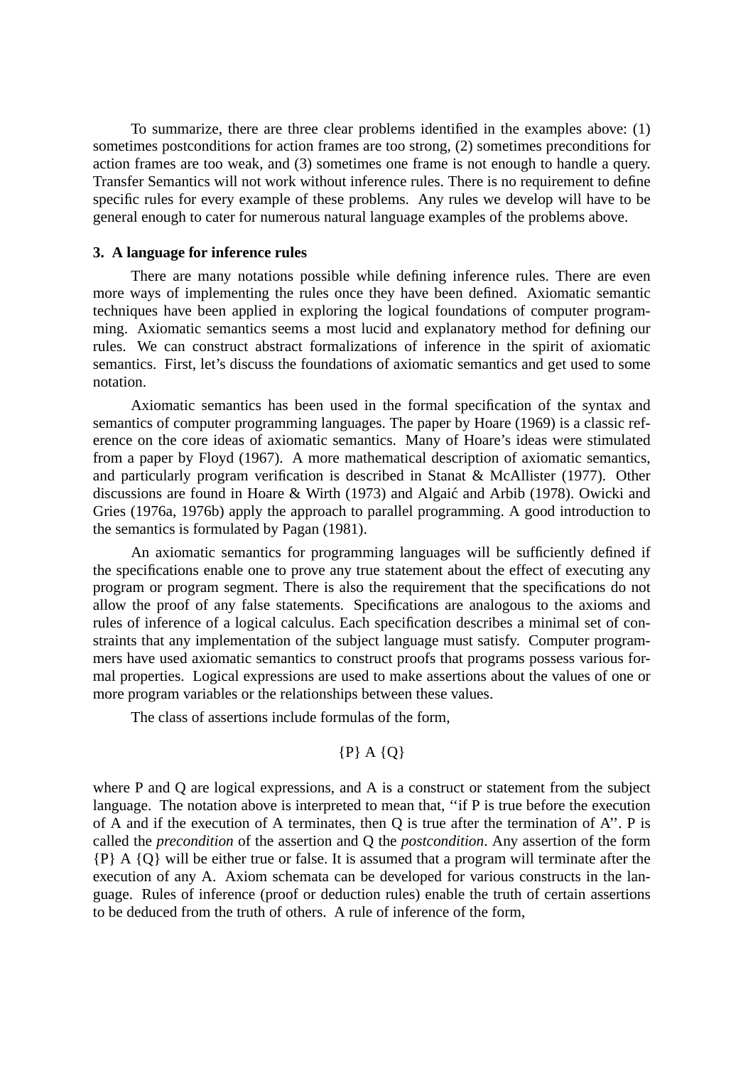To summarize, there are three clear problems identified in the examples above: (1) sometimes postconditions for action frames are too strong, (2) sometimes preconditions for action frames are too weak, and (3) sometimes one frame is not enough to handle a query. Transfer Semantics will not work without inference rules. There is no requirement to define specific rules for every example of these problems. Any rules we develop will have to be general enough to cater for numerous natural language examples of the problems above.

### 3. A language for inference rules

There are many notations possible while defining inference rules. There are even more ways of implementing the rules once they have been defined. Axiomatic semantic techniques have been applied in exploring the logical foundations of computer programming. Axiomatic semantics seems a most lucid and explanatory method for defining our rules. We can construct abstract formalizations of inference in the spirit of axiomatic semantics. First, let's discuss the foundations of axiomatic semantics and get used to some notation.

Axiomatic semantics has been used in the formal specification of the syntax and semantics of computer programming languages. The paper by Hoare (1969) is a classic reference on the core ideas of axiomatic semantics. Many of Hoare's ideas were stimulated from a paper by Floyd (1967). A more mathematical description of axiomatic semantics, and particularly program verification is described in Stanat & McAllister (1977). Other discussions are found in Hoare & Wirth (1973) and Algaić and Arbib (1978). Owicki and Gries (1976a, 1976b) apply the approach to parallel programming. A good introduction to the semantics is formulated by Pagan (1981).

An axiomatic semantics for programming languages will be sufficiently defined if the specifications enable one to prove any true statement about the effect of executing any program or program segment. There is also the requirement that the specifications do not allow the proof of any false statements. Specifications are analogous to the axioms and rules of inference of a logical calculus. Each specification describes a minimal set of constraints that any implementation of the subject language must satisfy. Computer programmers have used axiomatic semantics to construct proofs that programs possess various formal properties. Logical expressions are used to make assertions about the values of one or more program variables or the relationships between these values.

The class of assertions include formulas of the form,

$$\{P\}\ A\ \{Q\}$$

where P and Q are logical expressions, and A is a construct or statement from the subject language. The notation above is interpreted to mean that, ''if P is true before the execution of A and if the execution of A terminates, then Q is true after the termination of A''. P is called the *precondition* of the assertion and Q the *postcondition*. Any assertion of the form {P} A {Q} will be either true or false. It is assumed that a program will terminate after the execution of any A. Axiom schemata can be developed for various constructs in the language. Rules of inference (proof or deduction rules) enable the truth of certain assertions to be deduced from the truth of others. A rule of inference of the form,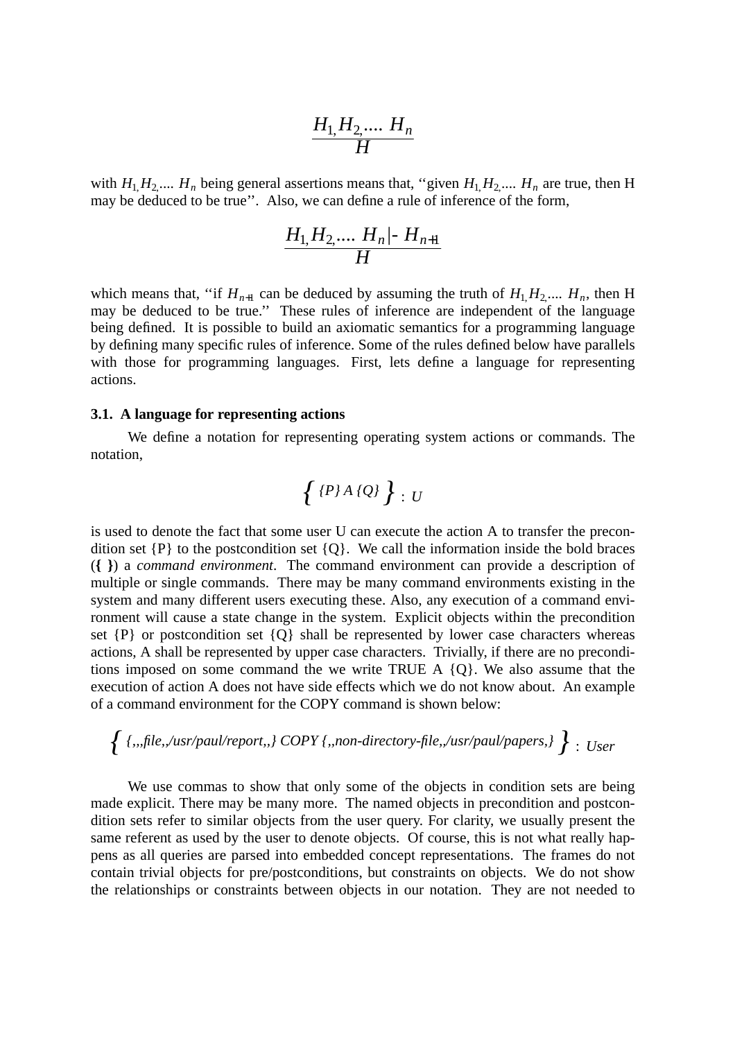$$\frac{H_1, H_2, \ldots\ H_n}{H}$$

with $H_1, H_2, \ldots\ H_n$ being general assertions means that, ''given $H_1, H_2, \ldots\ H_n$ are true, then H may be deduced to be true''. Also, we can define a rule of inference of the form,

$$\frac{H_1, H_2, \ldots\ H_n \vdash H_{n+1}}{H}$$

which means that, ''if $H_{n+1}$ can be deduced by assuming the truth of $H_1, H_2, \ldots\ H_n$, then H may be deduced to be true.'' These rules of inference are independent of the language being defined. It is possible to build an axiomatic semantics for a programming language by defining many specific rules of inference. Some of the rules defined below have parallels with those for programming languages. First, lets define a language for representing actions.

### 3.1. A language for representing actions

We define a notation for representing operating system actions or commands. The notation,

$$\Big\{ \{P\}\ A\ \{Q\} \Big\} : U$$

is used to denote the fact that some user U can execute the action A to transfer the precondition set {P} to the postcondition set {Q}. We call the information inside the bold braces (**{ }**) a *command environment*. The command environment can provide a description of multiple or single commands. There may be many command environments existing in the system and many different users executing these. Also, any execution of a command environment will cause a state change in the system. Explicit objects within the precondition set {P} or postcondition set {Q} shall be represented by lower case characters whereas actions, A shall be represented by upper case characters. Trivially, if there are no preconditions imposed on some command the we write TRUE A {Q}. We also assume that the execution of action A does not have side effects which we do not know about. An example of a command environment for the COPY command is shown below:

$$\Big\{ \{,,,\textit{file},,\textit{/usr/paul/report},,\}\ \textit{COPY}\ \{,,\textit{non-directory-file},,\textit{/usr/paul/papers},\} \Big\} : \textit{User}$$

We use commas to show that only some of the objects in condition sets are being made explicit. There may be many more. The named objects in precondition and postcondition sets refer to similar objects from the user query. For clarity, we usually present the same referent as used by the user to denote objects. Of course, this is not what really happens as all queries are parsed into embedded concept representations. The frames do not contain trivial objects for pre/postconditions, but constraints on objects. We do not show the relationships or constraints between objects in our notation. They are not needed to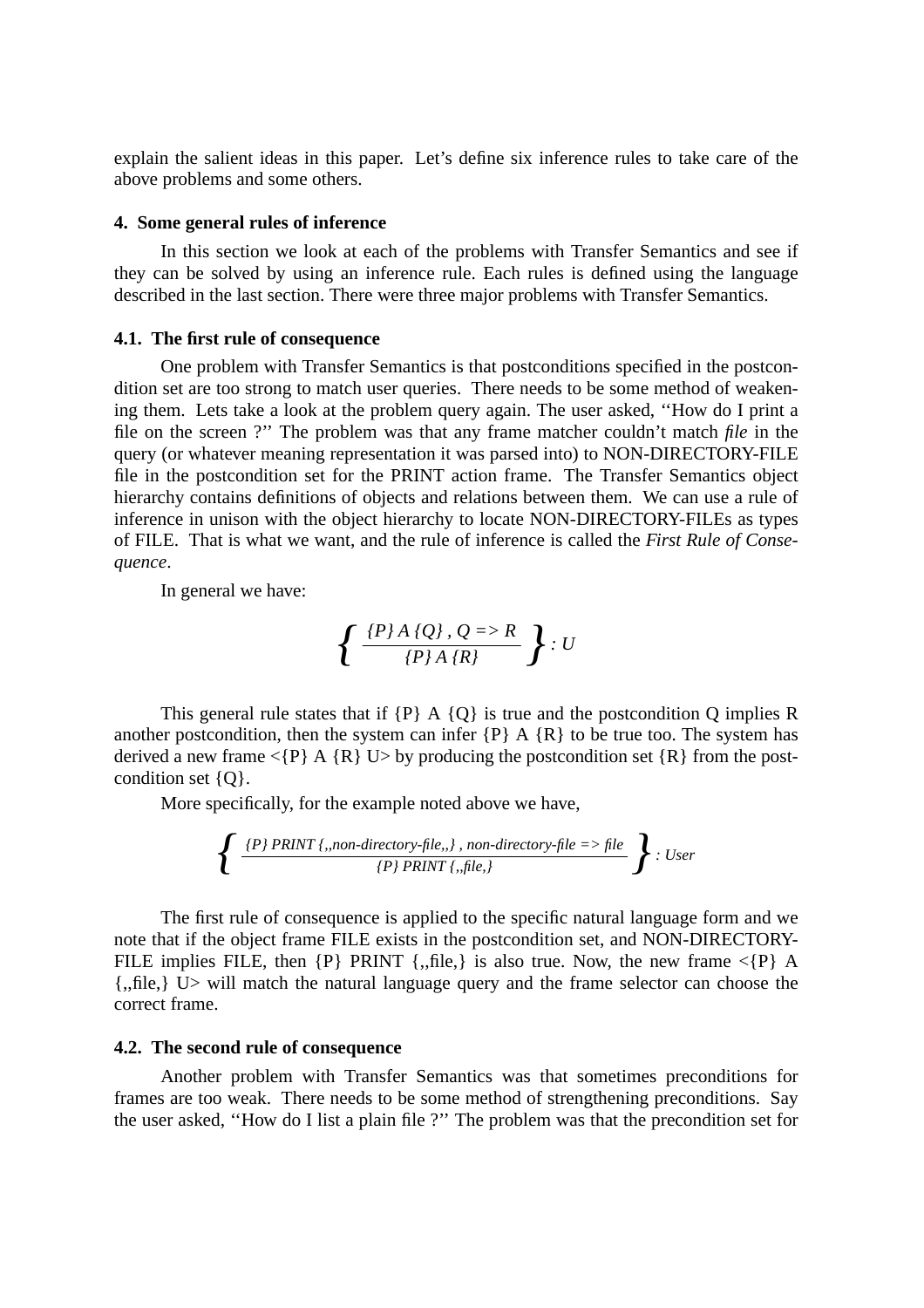explain the salient ideas in this paper. Let's define six inference rules to take care of the above problems and some others.

## 4. Some general rules of inference

In this section we look at each of the problems with Transfer Semantics and see if they can be solved by using an inference rule. Each rules is defined using the language described in the last section. There were three major problems with Transfer Semantics.

### 4.1. The first rule of consequence

One problem with Transfer Semantics is that postconditions specified in the postcondition set are too strong to match user queries. There needs to be some method of weakening them. Lets take a look at the problem query again. The user asked, ''How do I print a file on the screen ?'' The problem was that any frame matcher couldn't match *file* in the query (or whatever meaning representation it was parsed into) to NON-DIRECTORY-FILE file in the postcondition set for the PRINT action frame. The Transfer Semantics object hierarchy contains definitions of objects and relations between them. We can use a rule of inference in unison with the object hierarchy to locate NON-DIRECTORY-FILEs as types of FILE. That is what we want, and the rule of inference is called the *First Rule of Consequence*.

In general we have:

$$\left\{ \frac{\{P\}\ A\ \{Q\}\ ,\ Q \Rightarrow R}{\{P\}\ A\ \{R\}} \right\} : U$$

This general rule states that if {P} A {Q} is true and the postcondition Q implies R another postcondition, then the system can infer {P} A {R} to be true too. The system has derived a new frame <{P} A {R} U> by producing the postcondition set {R} from the postcondition set {Q}.

More specifically, for the example noted above we have,

$$\left\{ \frac{\{P\}\ PRINT\ \{,,non\text{-}directory\text{-}file,,\}\ ,\ non\text{-}directory\text{-}file \Rightarrow file}{\{P\}\ PRINT\ \{,,file,\}} \right\} : User$$

The first rule of consequence is applied to the specific natural language form and we note that if the object frame FILE exists in the postcondition set, and NON-DIRECTORY-FILE implies FILE, then {P} PRINT {,,file,} is also true. Now, the new frame <{P} A {,,file,} U> will match the natural language query and the frame selector can choose the correct frame.

### 4.2. The second rule of consequence

Another problem with Transfer Semantics was that sometimes preconditions for frames are too weak. There needs to be some method of strengthening preconditions. Say the user asked, ''How do I list a plain file ?'' The problem was that the precondition set for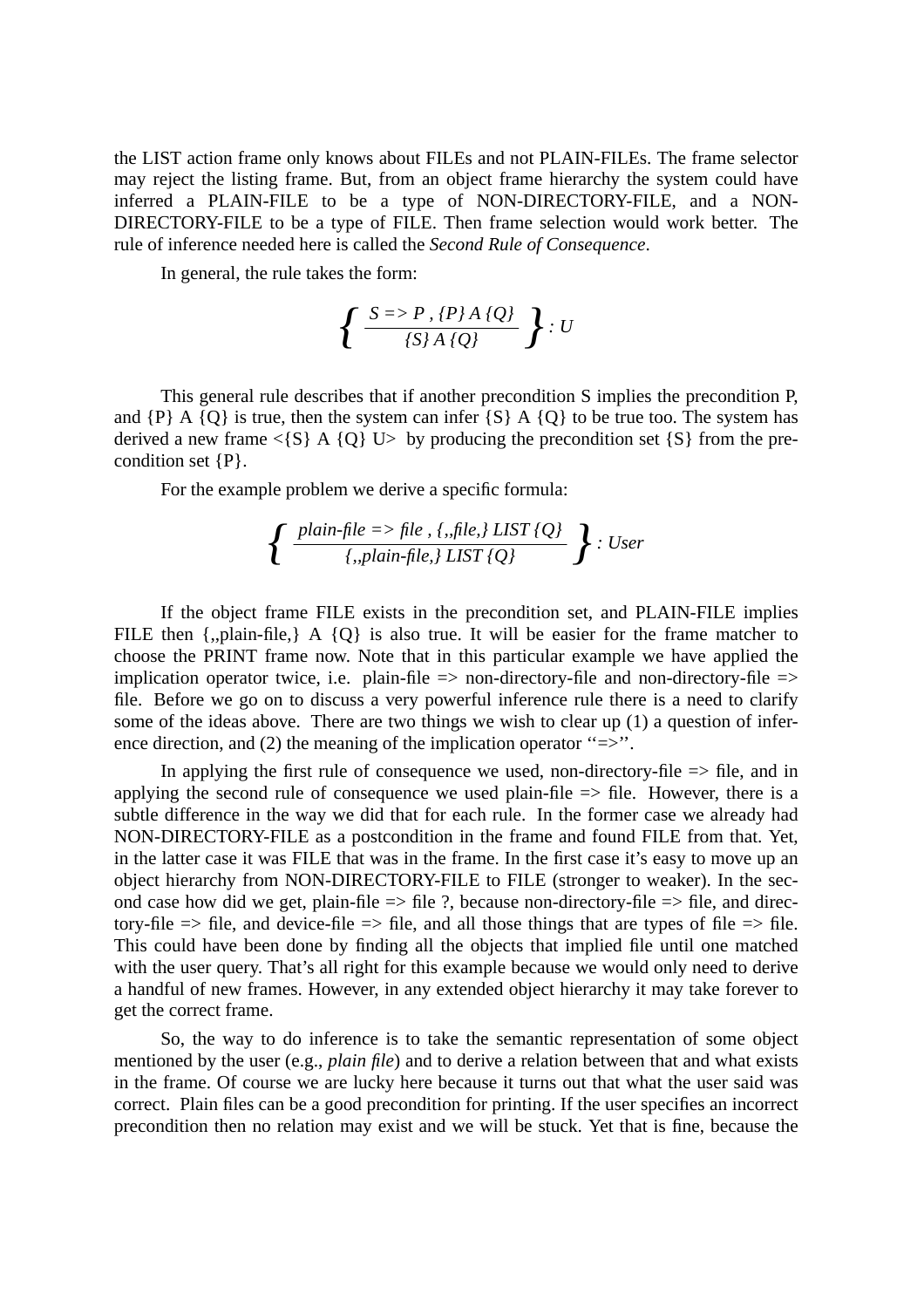the LIST action frame only knows about FILEs and not PLAIN-FILEs. The frame selector may reject the listing frame. But, from an object frame hierarchy the system could have inferred a PLAIN-FILE to be a type of NON-DIRECTORY-FILE, and a NON-DIRECTORY-FILE to be a type of FILE. Then frame selection would work better. The rule of inference needed here is called the *Second Rule of Consequence*.

In general, the rule takes the form:

$$\left\{ \frac{S => P\ ,\ \{P\}\ A\ \{Q\}}{\{S\}\ A\ \{Q\}} \right\} : U$$

This general rule describes that if another precondition S implies the precondition P, and {P} A {Q} is true, then the system can infer {S} A {Q} to be true too. The system has derived a new frame <{S} A {Q} U> by producing the precondition set {S} from the precondition set {P}.

For the example problem we derive a specific formula:

$$\left\{ \frac{plain\text{-}file => file\ ,\ \{,,file,\}\ LIST\ \{Q\}}{\{,,plain\text{-}file,\}\ LIST\ \{Q\}} \right\} : User$$

If the object frame FILE exists in the precondition set, and PLAIN-FILE implies FILE then {,,plain-file,} A {Q} is also true. It will be easier for the frame matcher to choose the PRINT frame now. Note that in this particular example we have applied the implication operator twice, i.e. plain-file => non-directory-file and non-directory-file => file. Before we go on to discuss a very powerful inference rule there is a need to clarify some of the ideas above. There are two things we wish to clear up (1) a question of inference direction, and (2) the meaning of the implication operator ''=>''.

In applying the first rule of consequence we used, non-directory-file => file, and in applying the second rule of consequence we used plain-file => file. However, there is a subtle difference in the way we did that for each rule. In the former case we already had NON-DIRECTORY-FILE as a postcondition in the frame and found FILE from that. Yet, in the latter case it was FILE that was in the frame. In the first case it's easy to move up an object hierarchy from NON-DIRECTORY-FILE to FILE (stronger to weaker). In the second case how did we get, plain-file => file ?, because non-directory-file => file, and directory-file => file, and device-file => file, and all those things that are types of file => file. This could have been done by finding all the objects that implied file until one matched with the user query. That's all right for this example because we would only need to derive a handful of new frames. However, in any extended object hierarchy it may take forever to get the correct frame.

So, the way to do inference is to take the semantic representation of some object mentioned by the user (e.g., *plain file*) and to derive a relation between that and what exists in the frame. Of course we are lucky here because it turns out that what the user said was correct. Plain files can be a good precondition for printing. If the user specifies an incorrect precondition then no relation may exist and we will be stuck. Yet that is fine, because the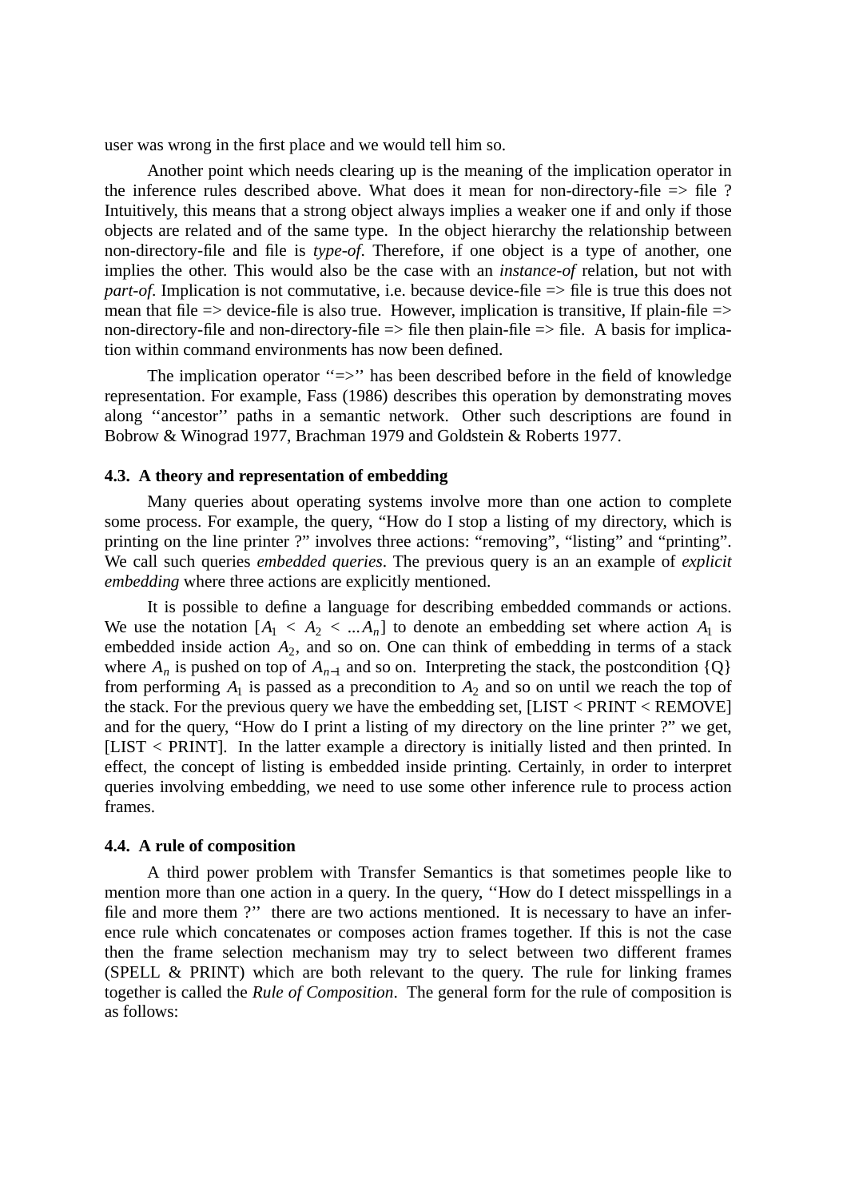user was wrong in the first place and we would tell him so.

Another point which needs clearing up is the meaning of the implication operator in the inference rules described above. What does it mean for non-directory-file => file ? Intuitively, this means that a strong object always implies a weaker one if and only if those objects are related and of the same type. In the object hierarchy the relationship between non-directory-file and file is *type-of*. Therefore, if one object is a type of another, one implies the other. This would also be the case with an *instance-of* relation, but not with *part-of*. Implication is not commutative, i.e. because device-file => file is true this does not mean that file => device-file is also true. However, implication is transitive, If plain-file => non-directory-file and non-directory-file => file then plain-file => file. A basis for implication within command environments has now been defined.

The implication operator ‘‘=>’’ has been described before in the field of knowledge representation. For example, Fass (1986) describes this operation by demonstrating moves along ‘‘ancestor’’ paths in a semantic network. Other such descriptions are found in Bobrow & Winograd 1977, Brachman 1979 and Goldstein & Roberts 1977.

### 4.3. A theory and representation of embedding

Many queries about operating systems involve more than one action to complete some process. For example, the query, “How do I stop a listing of my directory, which is printing on the line printer ?” involves three actions: “removing”, “listing” and “printing”. We call such queries *embedded queries*. The previous query is an an example of *explicit embedding* where three actions are explicitly mentioned.

It is possible to define a language for describing embedded commands or actions. We use the notation $[A_1 < A_2 < \ldots A_n]$ to denote an embedding set where action $A_1$ is embedded inside action $A_2$, and so on. One can think of embedding in terms of a stack where $A_n$ is pushed on top of $A_{n-1}$ and so on. Interpreting the stack, the postcondition {Q} from performing $A_1$ is passed as a precondition to $A_2$ and so on until we reach the top of the stack. For the previous query we have the embedding set, [LIST < PRINT < REMOVE] and for the query, “How do I print a listing of my directory on the line printer ?” we get, [LIST < PRINT]. In the latter example a directory is initially listed and then printed. In effect, the concept of listing is embedded inside printing. Certainly, in order to interpret queries involving embedding, we need to use some other inference rule to process action frames.

### 4.4. A rule of composition

A third power problem with Transfer Semantics is that sometimes people like to mention more than one action in a query. In the query, ‘‘How do I detect misspellings in a file and more them ?’’ there are two actions mentioned. It is necessary to have an inference rule which concatenates or composes action frames together. If this is not the case then the frame selection mechanism may try to select between two different frames (SPELL & PRINT) which are both relevant to the query. The rule for linking frames together is called the *Rule of Composition*. The general form for the rule of composition is as follows: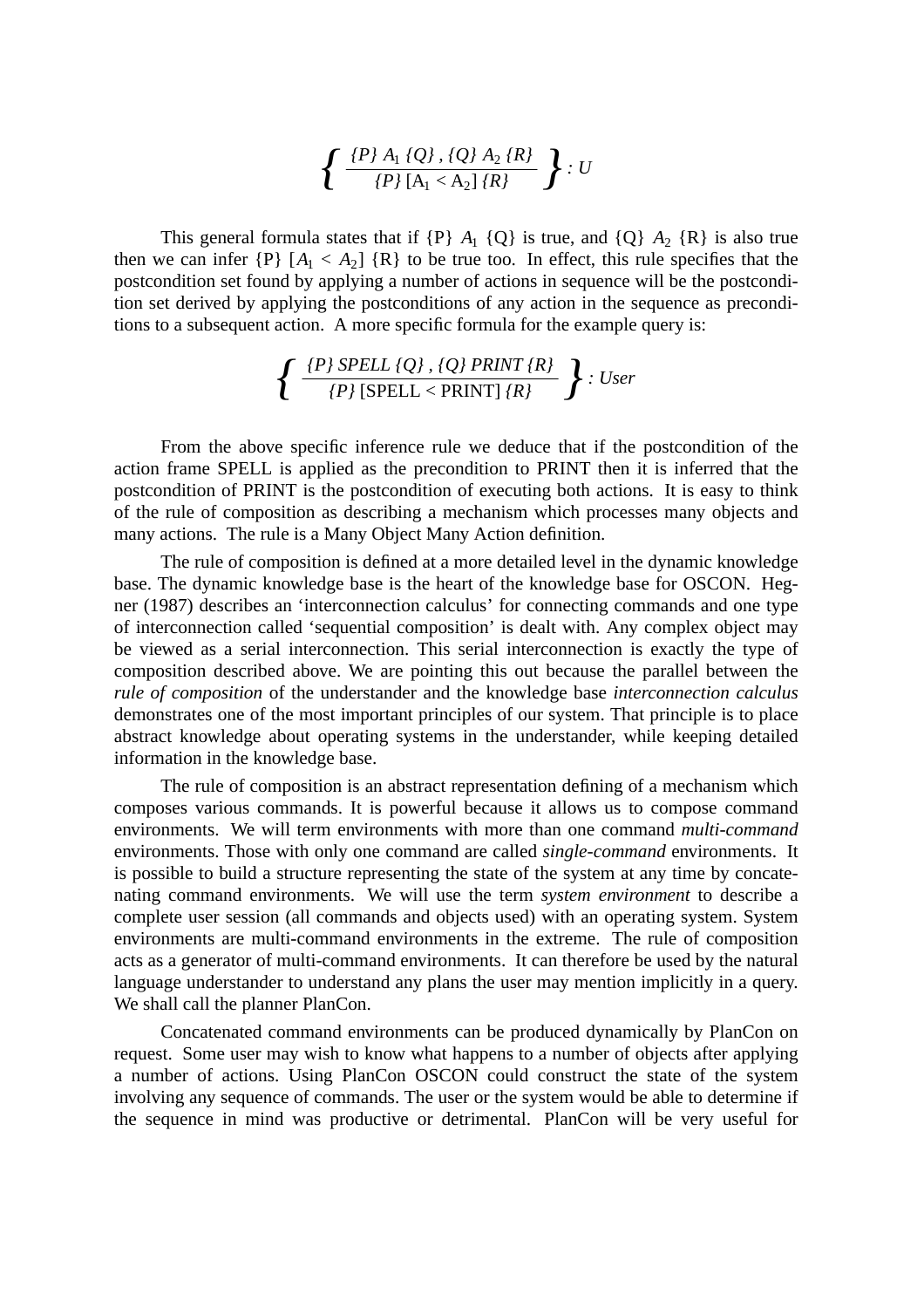$$\left\{ \frac{\{P\}\ A_1\ \{Q\}\ ,\ \{Q\}\ A_2\ \{R\}}{\{P\}\ [\mathrm{A}_1 < \mathrm{A}_2]\ \{R\}} \right\} : U$$

This general formula states that if {P} $A_1$ {Q} is true, and {Q} $A_2$ {R} is also true then we can infer {P} [$A_1$ < $A_2$] {R} to be true too. In effect, this rule specifies that the postcondition set found by applying a number of actions in sequence will be the postcondition set derived by applying the postconditions of any action in the sequence as preconditions to a subsequent action. A more specific formula for the example query is:

$$\left\{ \frac{\{P\}\ SPELL\ \{Q\}\ ,\ \{Q\}\ PRINT\ \{R\}}{\{P\}\ [\mathrm{SPELL} < \mathrm{PRINT}]\ \{R\}} \right\} : User$$

From the above specific inference rule we deduce that if the postcondition of the action frame SPELL is applied as the precondition to PRINT then it is inferred that the postcondition of PRINT is the postcondition of executing both actions. It is easy to think of the rule of composition as describing a mechanism which processes many objects and many actions. The rule is a Many Object Many Action definition.

The rule of composition is defined at a more detailed level in the dynamic knowledge base. The dynamic knowledge base is the heart of the knowledge base for OSCON. Hegner (1987) describes an 'interconnection calculus' for connecting commands and one type of interconnection called 'sequential composition' is dealt with. Any complex object may be viewed as a serial interconnection. This serial interconnection is exactly the type of composition described above. We are pointing this out because the parallel between the *rule of composition* of the understander and the knowledge base *interconnection calculus* demonstrates one of the most important principles of our system. That principle is to place abstract knowledge about operating systems in the understander, while keeping detailed information in the knowledge base.

The rule of composition is an abstract representation defining of a mechanism which composes various commands. It is powerful because it allows us to compose command environments. We will term environments with more than one command *multi-command* environments. Those with only one command are called *single-command* environments. It is possible to build a structure representing the state of the system at any time by concatenating command environments. We will use the term *system environment* to describe a complete user session (all commands and objects used) with an operating system. System environments are multi-command environments in the extreme. The rule of composition acts as a generator of multi-command environments. It can therefore be used by the natural language understander to understand any plans the user may mention implicitly in a query. We shall call the planner PlanCon.

Concatenated command environments can be produced dynamically by PlanCon on request. Some user may wish to know what happens to a number of objects after applying a number of actions. Using PlanCon OSCON could construct the state of the system involving any sequence of commands. The user or the system would be able to determine if the sequence in mind was productive or detrimental. PlanCon will be very useful for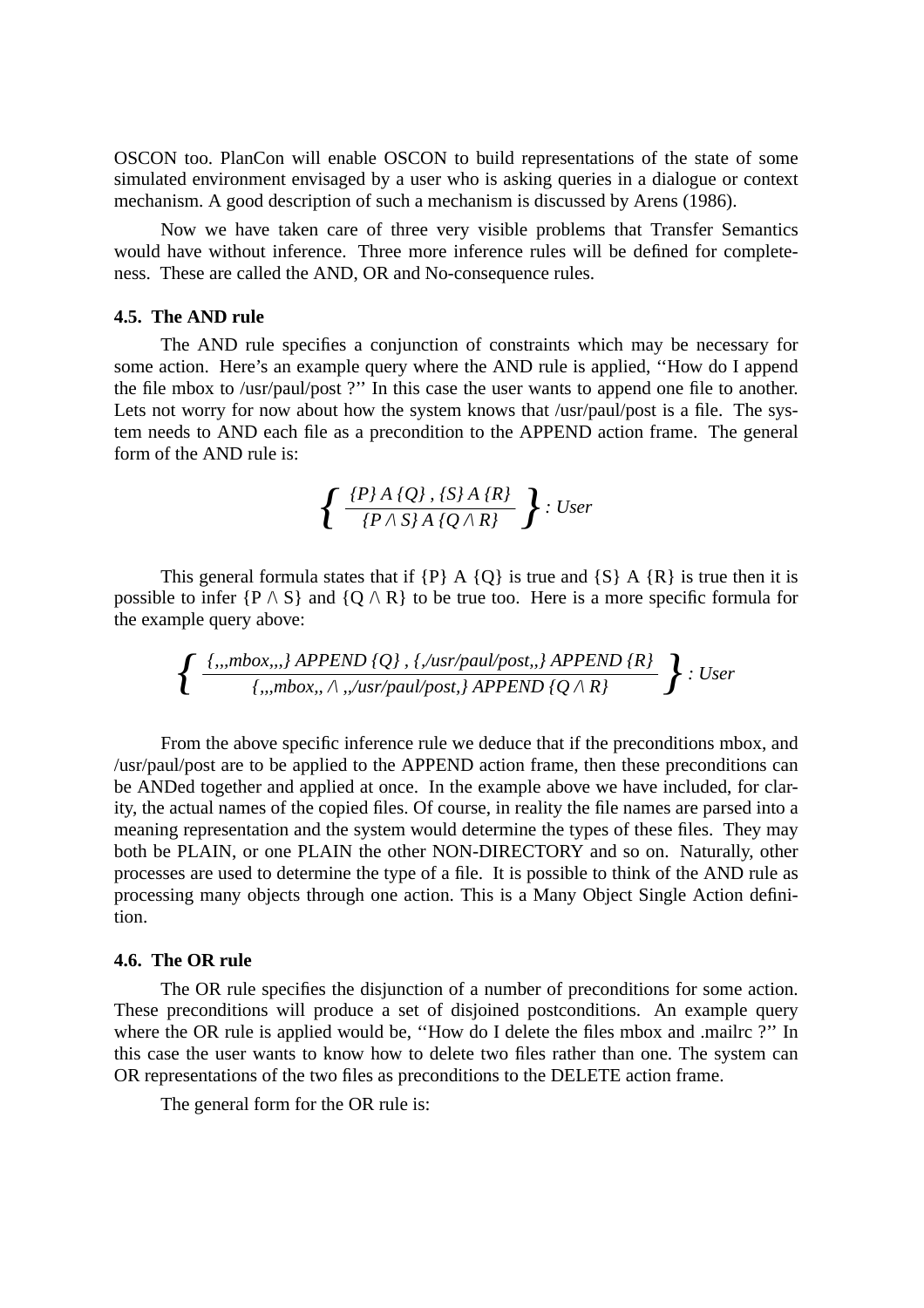OSCON too. PlanCon will enable OSCON to build representations of the state of some simulated environment envisaged by a user who is asking queries in a dialogue or context mechanism. A good description of such a mechanism is discussed by Arens (1986).

Now we have taken care of three very visible problems that Transfer Semantics would have without inference. Three more inference rules will be defined for completeness. These are called the AND, OR and No-consequence rules.

### 4.5. The AND rule

The AND rule specifies a conjunction of constraints which may be necessary for some action. Here's an example query where the AND rule is applied, ''How do I append the file mbox to /usr/paul/post ?'' In this case the user wants to append one file to another. Lets not worry for now about how the system knows that /usr/paul/post is a file. The system needs to AND each file as a precondition to the APPEND action frame. The general form of the AND rule is:

$$\left\{ \frac{\{P\}\ A\ \{Q\}\ ,\ \{S\}\ A\ \{R\}}{\{P \wedge S\}\ A\ \{Q \wedge R\}} \right\} : User$$

This general formula states that if {P} A {Q} is true and {S} A {R} is true then it is possible to infer $\{P \wedge S\}$ and $\{Q \wedge R\}$ to be true too. Here is a more specific formula for the example query above:

$$\left\{ \frac{\{,,,mbox,,,\}\ APPEND\ \{Q\}\ ,\ \{,/usr/paul/post,,\}\ APPEND\ \{R\}}{\{,,,mbox,,\ \wedge\ ,,/usr/paul/post,\}\ APPEND\ \{Q \wedge R\}} \right\} : User$$

From the above specific inference rule we deduce that if the preconditions mbox, and /usr/paul/post are to be applied to the APPEND action frame, then these preconditions can be ANDed together and applied at once. In the example above we have included, for clarity, the actual names of the copied files. Of course, in reality the file names are parsed into a meaning representation and the system would determine the types of these files. They may both be PLAIN, or one PLAIN the other NON-DIRECTORY and so on. Naturally, other processes are used to determine the type of a file. It is possible to think of the AND rule as processing many objects through one action. This is a Many Object Single Action definition.

### 4.6. The OR rule

The OR rule specifies the disjunction of a number of preconditions for some action. These preconditions will produce a set of disjoined postconditions. An example query where the OR rule is applied would be, ''How do I delete the files mbox and .mailrc ?'' In this case the user wants to know how to delete two files rather than one. The system can OR representations of the two files as preconditions to the DELETE action frame.

The general form for the OR rule is: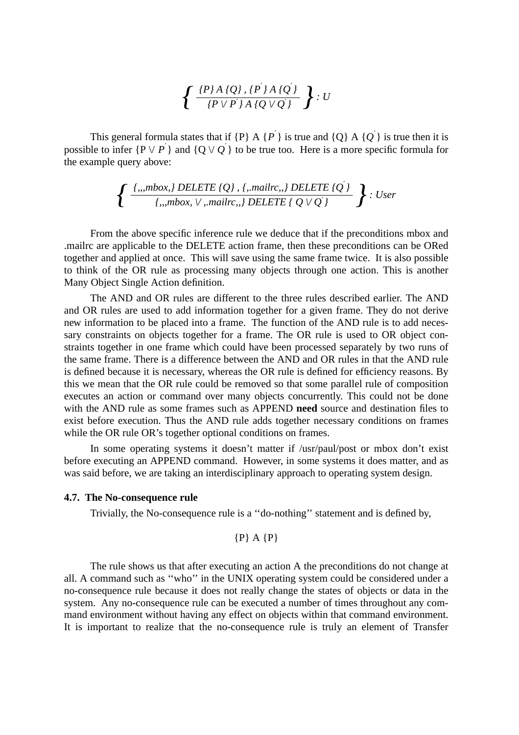$$\left\{ \frac{\{P\}\, A\, \{Q\}\,,\, \{P'\}\, A\, \{Q'\}}{\{P \vee P'\}\, A\, \{Q \vee Q'\}} \right\} : U$$

This general formula states that if {P} A {$P'$} is true and {Q} A {$Q'$} is true then it is possible to infer {P $\vee$ $P'$} and {Q $\vee$ $Q'$} to be true too. Here is a more specific formula for the example query above:

$$\left\{ \frac{\{,,,mbox,\}\ DELETE\ \{Q\}\,,\, \{,.mailrc,,\}\ DELETE\ \{Q'\}}{\{,,,mbox, \vee\ ,.mailrc,,\}\ DELETE\ \{\ Q \vee Q'\}} \right\} : User$$

From the above specific inference rule we deduce that if the preconditions mbox and .mailrc are applicable to the DELETE action frame, then these preconditions can be ORed together and applied at once. This will save using the same frame twice. It is also possible to think of the OR rule as processing many objects through one action. This is another Many Object Single Action definition.

The AND and OR rules are different to the three rules described earlier. The AND and OR rules are used to add information together for a given frame. They do not derive new information to be placed into a frame. The function of the AND rule is to add necessary constraints on objects together for a frame. The OR rule is used to OR object constraints together in one frame which could have been processed separately by two runs of the same frame. There is a difference between the AND and OR rules in that the AND rule is defined because it is necessary, whereas the OR rule is defined for efficiency reasons. By this we mean that the OR rule could be removed so that some parallel rule of composition executes an action or command over many objects concurrently. This could not be done with the AND rule as some frames such as APPEND **need** source and destination files to exist before execution. Thus the AND rule adds together necessary conditions on frames while the OR rule OR's together optional conditions on frames.

In some operating systems it doesn't matter if /usr/paul/post or mbox don't exist before executing an APPEND command. However, in some systems it does matter, and as was said before, we are taking an interdisciplinary approach to operating system design.

### 4.7. The No-consequence rule

Trivially, the No-consequence rule is a ''do-nothing'' statement and is defined by,

{P} A {P}

The rule shows us that after executing an action A the preconditions do not change at all. A command such as ''who'' in the UNIX operating system could be considered under a no-consequence rule because it does not really change the states of objects or data in the system. Any no-consequence rule can be executed a number of times throughout any command environment without having any effect on objects within that command environment. It is important to realize that the no-consequence rule is truly an element of Transfer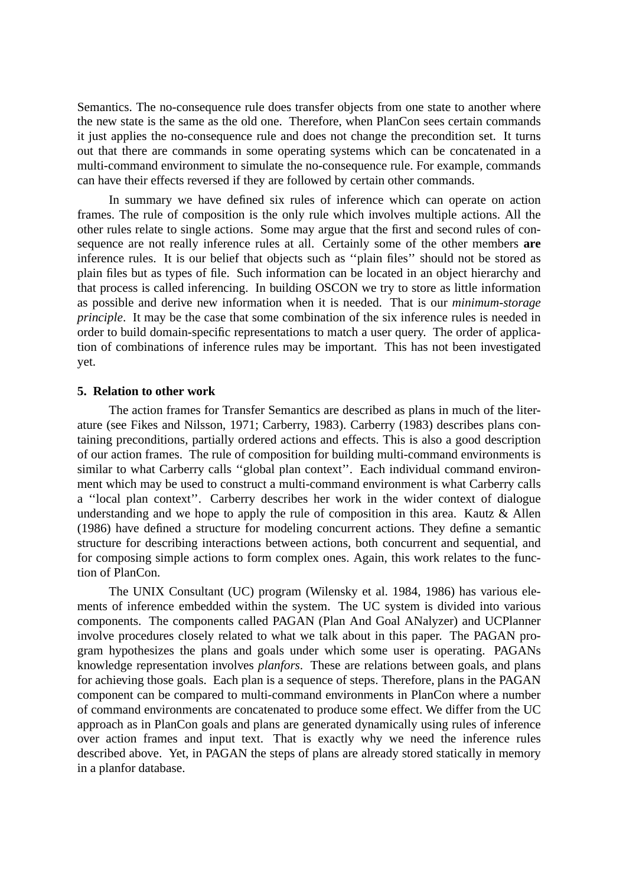Semantics. The no-consequence rule does transfer objects from one state to another where the new state is the same as the old one. Therefore, when PlanCon sees certain commands it just applies the no-consequence rule and does not change the precondition set. It turns out that there are commands in some operating systems which can be concatenated in a multi-command environment to simulate the no-consequence rule. For example, commands can have their effects reversed if they are followed by certain other commands.

In summary we have defined six rules of inference which can operate on action frames. The rule of composition is the only rule which involves multiple actions. All the other rules relate to single actions. Some may argue that the first and second rules of consequence are not really inference rules at all. Certainly some of the other members **are** inference rules. It is our belief that objects such as ''plain files'' should not be stored as plain files but as types of file. Such information can be located in an object hierarchy and that process is called inferencing. In building OSCON we try to store as little information as possible and derive new information when it is needed. That is our *minimum-storage principle*. It may be the case that some combination of the six inference rules is needed in order to build domain-specific representations to match a user query. The order of application of combinations of inference rules may be important. This has not been investigated yet.

## 5. Relation to other work

The action frames for Transfer Semantics are described as plans in much of the literature (see Fikes and Nilsson, 1971; Carberry, 1983). Carberry (1983) describes plans containing preconditions, partially ordered actions and effects. This is also a good description of our action frames. The rule of composition for building multi-command environments is similar to what Carberry calls ''global plan context''. Each individual command environment which may be used to construct a multi-command environment is what Carberry calls a ''local plan context''. Carberry describes her work in the wider context of dialogue understanding and we hope to apply the rule of composition in this area. Kautz & Allen (1986) have defined a structure for modeling concurrent actions. They define a semantic structure for describing interactions between actions, both concurrent and sequential, and for composing simple actions to form complex ones. Again, this work relates to the function of PlanCon.

The UNIX Consultant (UC) program (Wilensky et al. 1984, 1986) has various elements of inference embedded within the system. The UC system is divided into various components. The components called PAGAN (Plan And Goal ANalyzer) and UCPlanner involve procedures closely related to what we talk about in this paper. The PAGAN program hypothesizes the plans and goals under which some user is operating. PAGANs knowledge representation involves *planfors*. These are relations between goals, and plans for achieving those goals. Each plan is a sequence of steps. Therefore, plans in the PAGAN component can be compared to multi-command environments in PlanCon where a number of command environments are concatenated to produce some effect. We differ from the UC approach as in PlanCon goals and plans are generated dynamically using rules of inference over action frames and input text. That is exactly why we need the inference rules described above. Yet, in PAGAN the steps of plans are already stored statically in memory in a planfor database.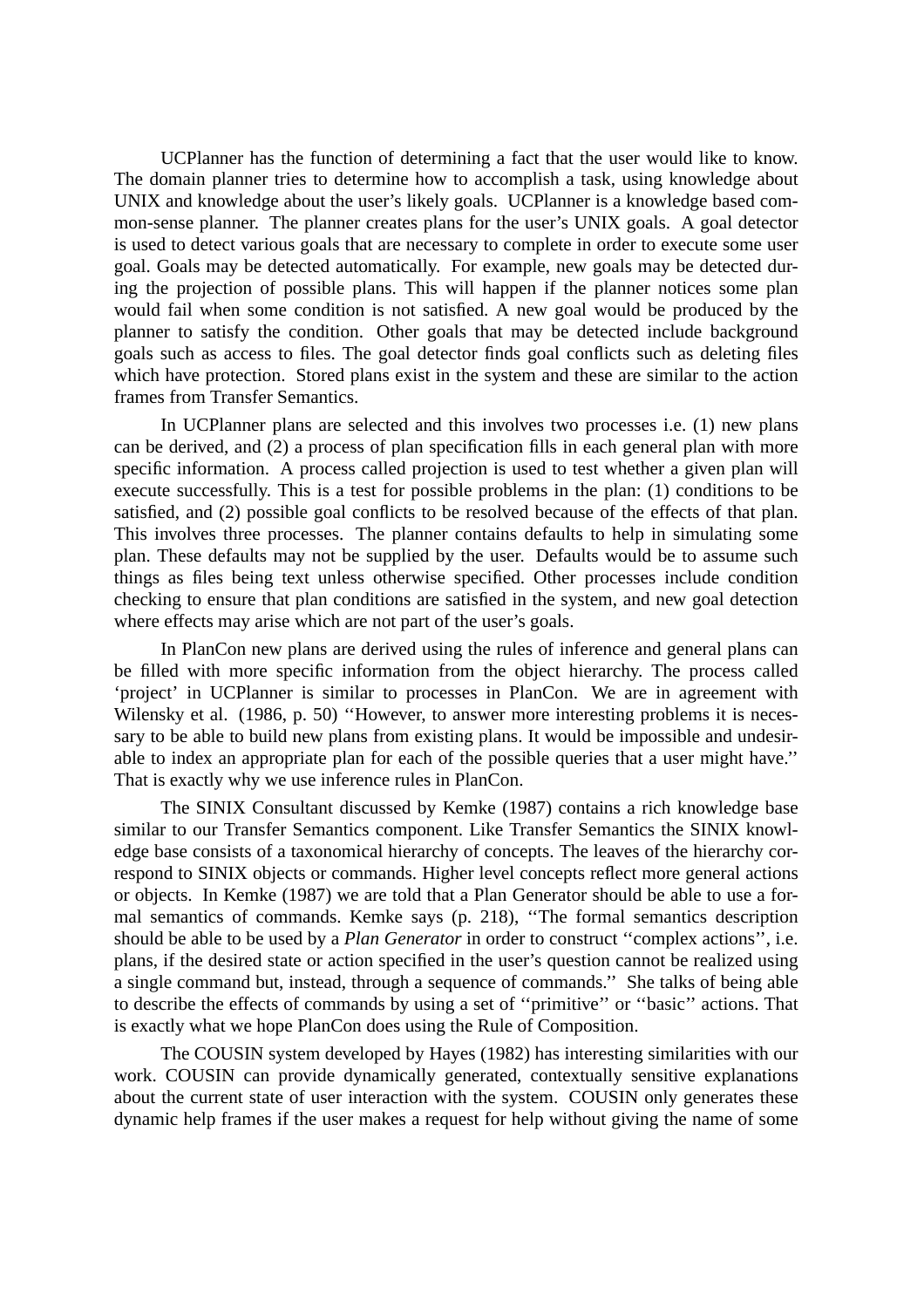UCPlanner has the function of determining a fact that the user would like to know. The domain planner tries to determine how to accomplish a task, using knowledge about UNIX and knowledge about the user's likely goals. UCPlanner is a knowledge based common-sense planner. The planner creates plans for the user's UNIX goals. A goal detector is used to detect various goals that are necessary to complete in order to execute some user goal. Goals may be detected automatically. For example, new goals may be detected during the projection of possible plans. This will happen if the planner notices some plan would fail when some condition is not satisfied. A new goal would be produced by the planner to satisfy the condition. Other goals that may be detected include background goals such as access to files. The goal detector finds goal conflicts such as deleting files which have protection. Stored plans exist in the system and these are similar to the action frames from Transfer Semantics.

In UCPlanner plans are selected and this involves two processes i.e. (1) new plans can be derived, and (2) a process of plan specification fills in each general plan with more specific information. A process called projection is used to test whether a given plan will execute successfully. This is a test for possible problems in the plan: (1) conditions to be satisfied, and (2) possible goal conflicts to be resolved because of the effects of that plan. This involves three processes. The planner contains defaults to help in simulating some plan. These defaults may not be supplied by the user. Defaults would be to assume such things as files being text unless otherwise specified. Other processes include condition checking to ensure that plan conditions are satisfied in the system, and new goal detection where effects may arise which are not part of the user's goals.

In PlanCon new plans are derived using the rules of inference and general plans can be filled with more specific information from the object hierarchy. The process called 'project' in UCPlanner is similar to processes in PlanCon. We are in agreement with Wilensky et al. (1986, p. 50) ''However, to answer more interesting problems it is necessary to be able to build new plans from existing plans. It would be impossible and undesirable to index an appropriate plan for each of the possible queries that a user might have.'' That is exactly why we use inference rules in PlanCon.

The SINIX Consultant discussed by Kemke (1987) contains a rich knowledge base similar to our Transfer Semantics component. Like Transfer Semantics the SINIX knowledge base consists of a taxonomical hierarchy of concepts. The leaves of the hierarchy correspond to SINIX objects or commands. Higher level concepts reflect more general actions or objects. In Kemke (1987) we are told that a Plan Generator should be able to use a formal semantics of commands. Kemke says (p. 218), ''The formal semantics description should be able to be used by a *Plan Generator* in order to construct ''complex actions'', i.e. plans, if the desired state or action specified in the user's question cannot be realized using a single command but, instead, through a sequence of commands.'' She talks of being able to describe the effects of commands by using a set of ''primitive'' or ''basic'' actions. That is exactly what we hope PlanCon does using the Rule of Composition.

The COUSIN system developed by Hayes (1982) has interesting similarities with our work. COUSIN can provide dynamically generated, contextually sensitive explanations about the current state of user interaction with the system. COUSIN only generates these dynamic help frames if the user makes a request for help without giving the name of some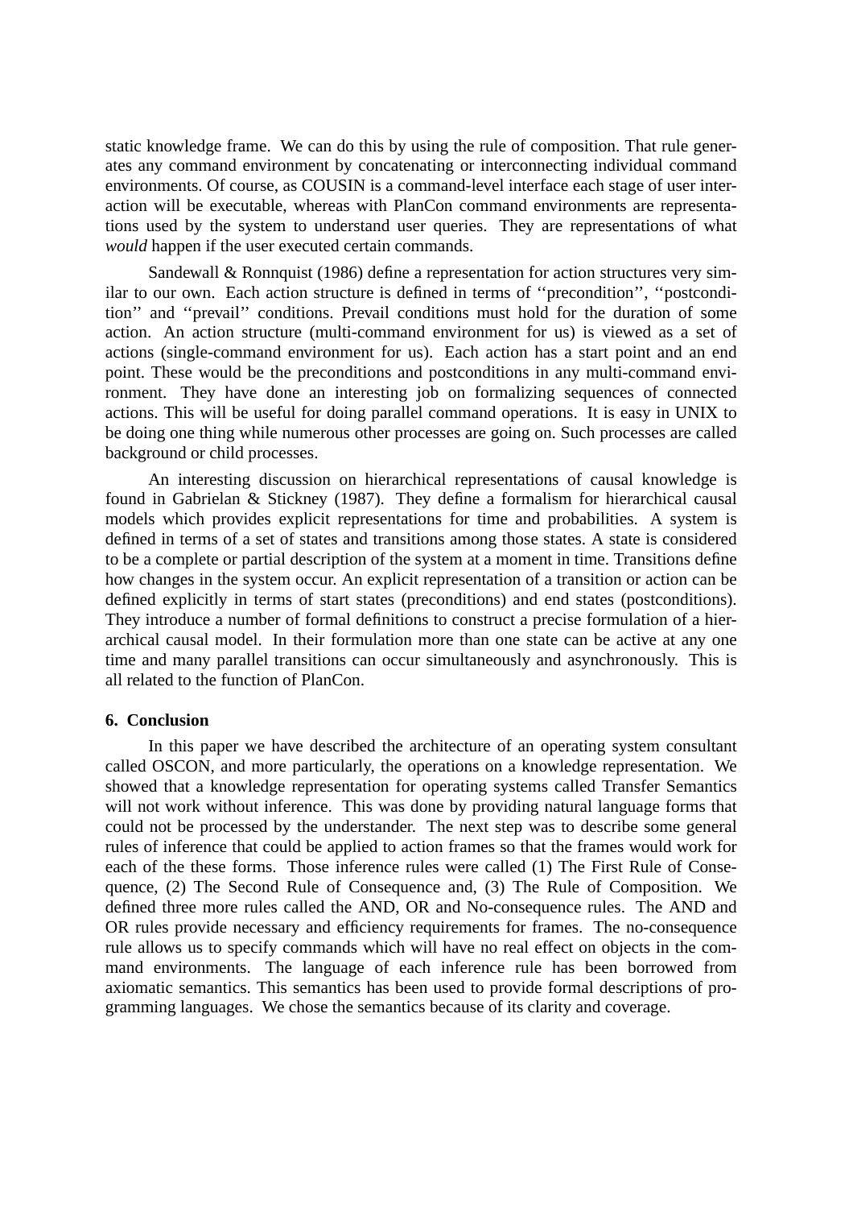static knowledge frame. We can do this by using the rule of composition. That rule generates any command environment by concatenating or interconnecting individual command environments. Of course, as COUSIN is a command-level interface each stage of user interaction will be executable, whereas with PlanCon command environments are representations used by the system to understand user queries. They are representations of what *would* happen if the user executed certain commands.

Sandewall & Ronnquist (1986) define a representation for action structures very similar to our own. Each action structure is defined in terms of ‘‘precondition’’, ‘‘postcondition’’ and ‘‘prevail’’ conditions. Prevail conditions must hold for the duration of some action. An action structure (multi-command environment for us) is viewed as a set of actions (single-command environment for us). Each action has a start point and an end point. These would be the preconditions and postconditions in any multi-command environment. They have done an interesting job on formalizing sequences of connected actions. This will be useful for doing parallel command operations. It is easy in UNIX to be doing one thing while numerous other processes are going on. Such processes are called background or child processes.

An interesting discussion on hierarchical representations of causal knowledge is found in Gabrielan & Stickney (1987). They define a formalism for hierarchical causal models which provides explicit representations for time and probabilities. A system is defined in terms of a set of states and transitions among those states. A state is considered to be a complete or partial description of the system at a moment in time. Transitions define how changes in the system occur. An explicit representation of a transition or action can be defined explicitly in terms of start states (preconditions) and end states (postconditions). They introduce a number of formal definitions to construct a precise formulation of a hierarchical causal model. In their formulation more than one state can be active at any one time and many parallel transitions can occur simultaneously and asynchronously. This is all related to the function of PlanCon.

## 6. Conclusion

In this paper we have described the architecture of an operating system consultant called OSCON, and more particularly, the operations on a knowledge representation. We showed that a knowledge representation for operating systems called Transfer Semantics will not work without inference. This was done by providing natural language forms that could not be processed by the understander. The next step was to describe some general rules of inference that could be applied to action frames so that the frames would work for each of the these forms. Those inference rules were called (1) The First Rule of Consequence, (2) The Second Rule of Consequence and, (3) The Rule of Composition. We defined three more rules called the AND, OR and No-consequence rules. The AND and OR rules provide necessary and efficiency requirements for frames. The no-consequence rule allows us to specify commands which will have no real effect on objects in the command environments. The language of each inference rule has been borrowed from axiomatic semantics. This semantics has been used to provide formal descriptions of programming languages. We chose the semantics because of its clarity and coverage.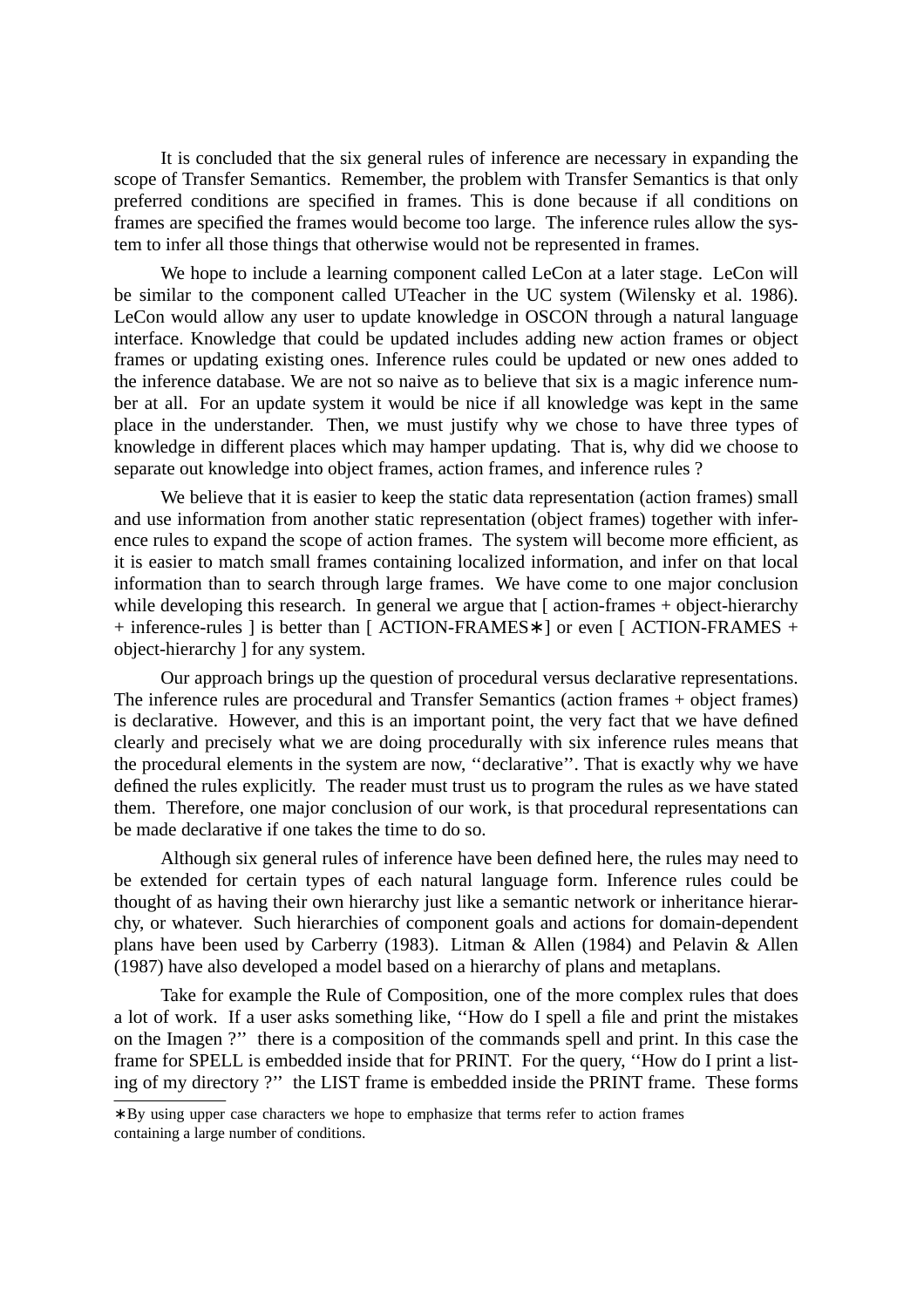It is concluded that the six general rules of inference are necessary in expanding the scope of Transfer Semantics. Remember, the problem with Transfer Semantics is that only preferred conditions are specified in frames. This is done because if all conditions on frames are specified the frames would become too large. The inference rules allow the system to infer all those things that otherwise would not be represented in frames.

We hope to include a learning component called LeCon at a later stage. LeCon will be similar to the component called UTeacher in the UC system (Wilensky et al. 1986). LeCon would allow any user to update knowledge in OSCON through a natural language interface. Knowledge that could be updated includes adding new action frames or object frames or updating existing ones. Inference rules could be updated or new ones added to the inference database. We are not so naive as to believe that six is a magic inference number at all. For an update system it would be nice if all knowledge was kept in the same place in the understander. Then, we must justify why we chose to have three types of knowledge in different places which may hamper updating. That is, why did we choose to separate out knowledge into object frames, action frames, and inference rules ?

We believe that it is easier to keep the static data representation (action frames) small and use information from another static representation (object frames) together with inference rules to expand the scope of action frames. The system will become more efficient, as it is easier to match small frames containing localized information, and infer on that local information than to search through large frames. We have come to one major conclusion while developing this research. In general we argue that [ action-frames + object-hierarchy + inference-rules ] is better than [ ACTION-FRAMES∗ ] or even [ ACTION-FRAMES + object-hierarchy ] for any system.

Our approach brings up the question of procedural versus declarative representations. The inference rules are procedural and Transfer Semantics (action frames + object frames) is declarative. However, and this is an important point, the very fact that we have defined clearly and precisely what we are doing procedurally with six inference rules means that the procedural elements in the system are now, ''declarative''. That is exactly why we have defined the rules explicitly. The reader must trust us to program the rules as we have stated them. Therefore, one major conclusion of our work, is that procedural representations can be made declarative if one takes the time to do so.

Although six general rules of inference have been defined here, the rules may need to be extended for certain types of each natural language form. Inference rules could be thought of as having their own hierarchy just like a semantic network or inheritance hierarchy, or whatever. Such hierarchies of component goals and actions for domain-dependent plans have been used by Carberry (1983). Litman & Allen (1984) and Pelavin & Allen (1987) have also developed a model based on a hierarchy of plans and metaplans.

Take for example the Rule of Composition, one of the more complex rules that does a lot of work. If a user asks something like, ''How do I spell a file and print the mistakes on the Imagen ?'' there is a composition of the commands spell and print. In this case the frame for SPELL is embedded inside that for PRINT. For the query, ''How do I print a listing of my directory ?'' the LIST frame is embedded inside the PRINT frame. These forms

∗By using upper case characters we hope to emphasize that terms refer to action frames containing a large number of conditions.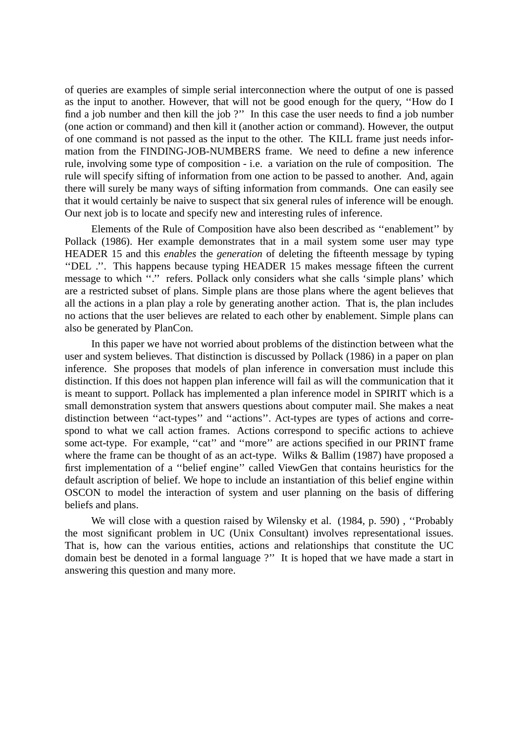of queries are examples of simple serial interconnection where the output of one is passed as the input to another. However, that will not be good enough for the query, ''How do I find a job number and then kill the job ?'' In this case the user needs to find a job number (one action or command) and then kill it (another action or command). However, the output of one command is not passed as the input to the other. The KILL frame just needs information from the FINDING-JOB-NUMBERS frame. We need to define a new inference rule, involving some type of composition - i.e. a variation on the rule of composition. The rule will specify sifting of information from one action to be passed to another. And, again there will surely be many ways of sifting information from commands. One can easily see that it would certainly be naive to suspect that six general rules of inference will be enough. Our next job is to locate and specify new and interesting rules of inference.

Elements of the Rule of Composition have also been described as ''enablement'' by Pollack (1986). Her example demonstrates that in a mail system some user may type HEADER 15 and this *enables* the *generation* of deleting the fifteenth message by typing ''DEL .''. This happens because typing HEADER 15 makes message fifteen the current message to which ''.'' refers. Pollack only considers what she calls 'simple plans' which are a restricted subset of plans. Simple plans are those plans where the agent believes that all the actions in a plan play a role by generating another action. That is, the plan includes no actions that the user believes are related to each other by enablement. Simple plans can also be generated by PlanCon.

In this paper we have not worried about problems of the distinction between what the user and system believes. That distinction is discussed by Pollack (1986) in a paper on plan inference. She proposes that models of plan inference in conversation must include this distinction. If this does not happen plan inference will fail as will the communication that it is meant to support. Pollack has implemented a plan inference model in SPIRIT which is a small demonstration system that answers questions about computer mail. She makes a neat distinction between ''act-types'' and ''actions''. Act-types are types of actions and correspond to what we call action frames. Actions correspond to specific actions to achieve some act-type. For example, ''cat'' and ''more'' are actions specified in our PRINT frame where the frame can be thought of as an act-type. Wilks & Ballim (1987) have proposed a first implementation of a ''belief engine'' called ViewGen that contains heuristics for the default ascription of belief. We hope to include an instantiation of this belief engine within OSCON to model the interaction of system and user planning on the basis of differing beliefs and plans.

We will close with a question raised by Wilensky et al. (1984, p. 590) , ''Probably the most significant problem in UC (Unix Consultant) involves representational issues. That is, how can the various entities, actions and relationships that constitute the UC domain best be denoted in a formal language ?'' It is hoped that we have made a start in answering this question and many more.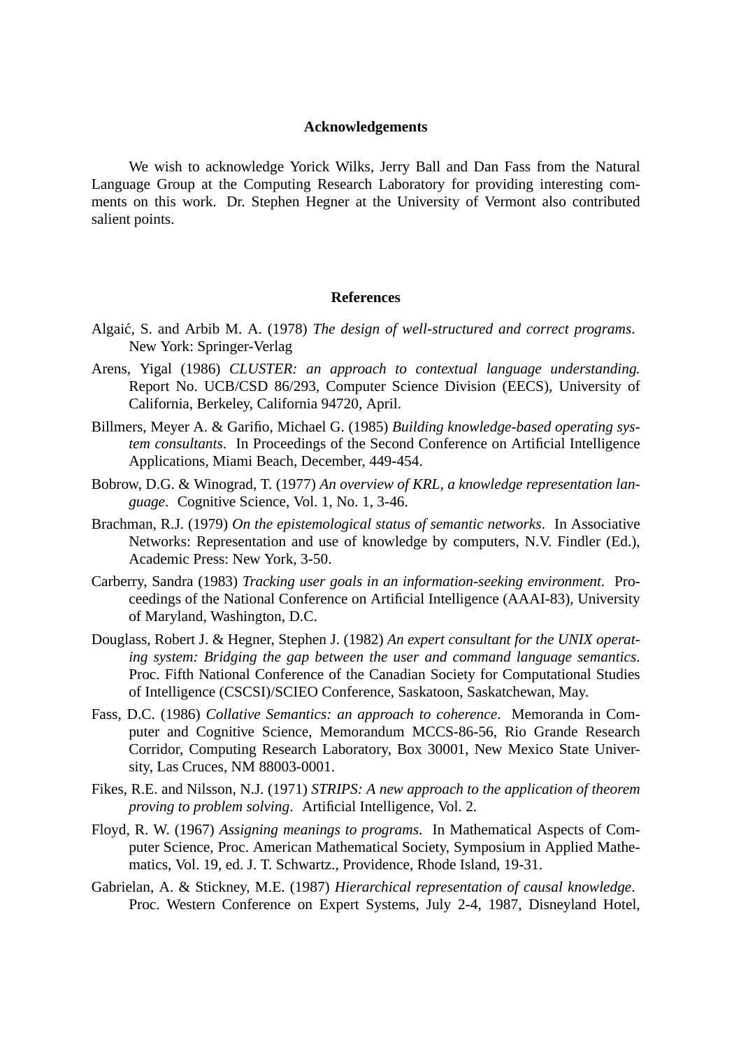### Acknowledgements

We wish to acknowledge Yorick Wilks, Jerry Ball and Dan Fass from the Natural Language Group at the Computing Research Laboratory for providing interesting comments on this work. Dr. Stephen Hegner at the University of Vermont also contributed salient points.

### References

Algaić, S. and Arbib M. A. (1978) *The design of well-structured and correct programs*. New York: Springer-Verlag

Arens, Yigal (1986) *CLUSTER: an approach to contextual language understanding.* Report No. UCB/CSD 86/293, Computer Science Division (EECS), University of California, Berkeley, California 94720, April.

Billmers, Meyer A. & Garifio, Michael G. (1985) *Building knowledge-based operating system consultants*. In Proceedings of the Second Conference on Artificial Intelligence Applications, Miami Beach, December, 449-454.

Bobrow, D.G. & Winograd, T. (1977) *An overview of KRL, a knowledge representation language*. Cognitive Science, Vol. 1, No. 1, 3-46.

Brachman, R.J. (1979) *On the epistemological status of semantic networks*. In Associative Networks: Representation and use of knowledge by computers, N.V. Findler (Ed.), Academic Press: New York, 3-50.

Carberry, Sandra (1983) *Tracking user goals in an information-seeking environment*. Proceedings of the National Conference on Artificial Intelligence (AAAI-83), University of Maryland, Washington, D.C.

Douglass, Robert J. & Hegner, Stephen J. (1982) *An expert consultant for the UNIX operating system: Bridging the gap between the user and command language semantics*. Proc. Fifth National Conference of the Canadian Society for Computational Studies of Intelligence (CSCSI)/SCIEO Conference, Saskatoon, Saskatchewan, May.

Fass, D.C. (1986) *Collative Semantics: an approach to coherence*. Memoranda in Computer and Cognitive Science, Memorandum MCCS-86-56, Rio Grande Research Corridor, Computing Research Laboratory, Box 30001, New Mexico State University, Las Cruces, NM 88003-0001.

Fikes, R.E. and Nilsson, N.J. (1971) *STRIPS: A new approach to the application of theorem proving to problem solving*. Artificial Intelligence, Vol. 2.

Floyd, R. W. (1967) *Assigning meanings to programs*. In Mathematical Aspects of Computer Science, Proc. American Mathematical Society, Symposium in Applied Mathematics, Vol. 19, ed. J. T. Schwartz., Providence, Rhode Island, 19-31.

Gabrielan, A. & Stickney, M.E. (1987) *Hierarchical representation of causal knowledge*. Proc. Western Conference on Expert Systems, July 2-4, 1987, Disneyland Hotel,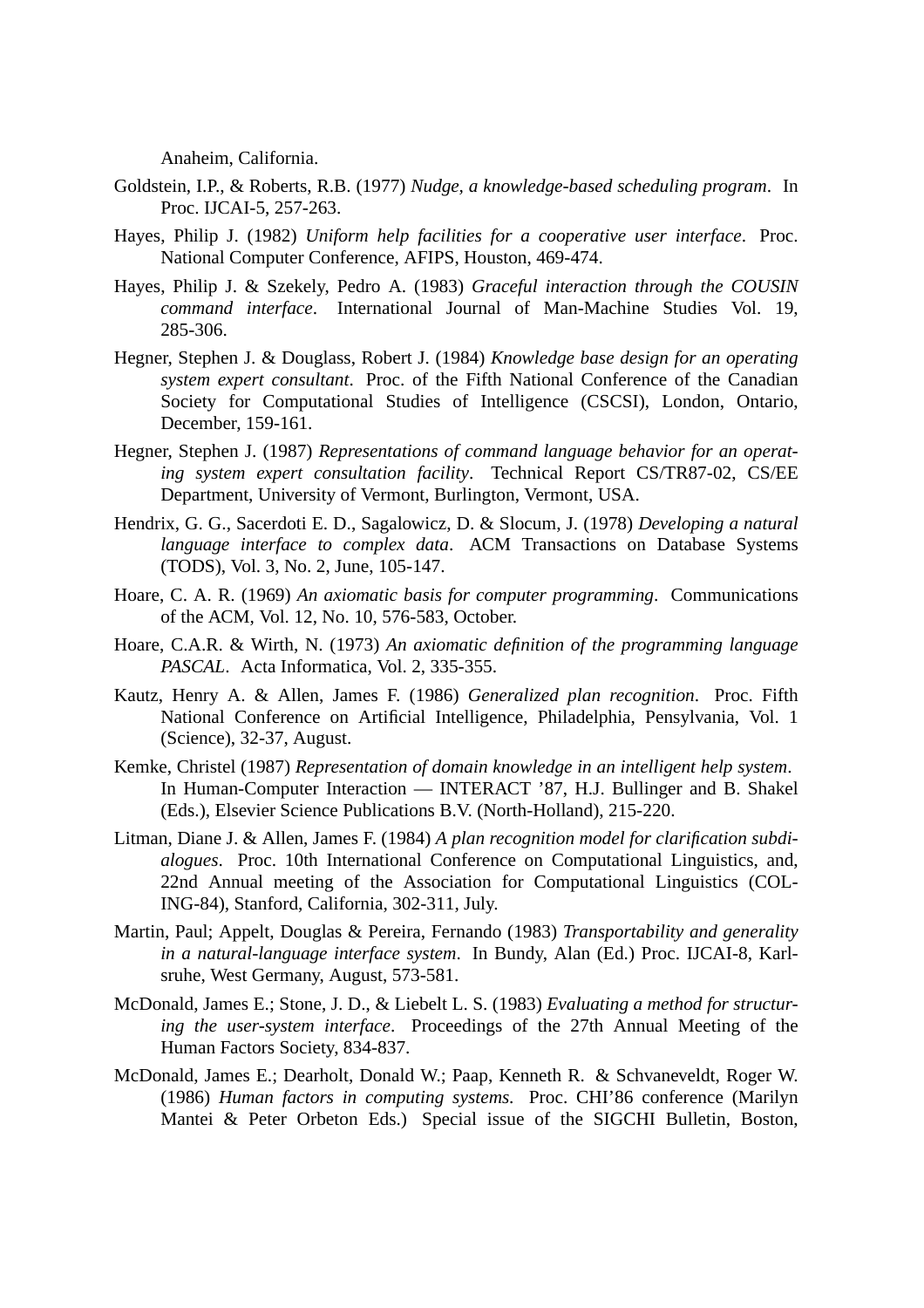Anaheim, California.

Goldstein, I.P., & Roberts, R.B. (1977) *Nudge, a knowledge-based scheduling program*. In Proc. IJCAI-5, 257-263.

Hayes, Philip J. (1982) *Uniform help facilities for a cooperative user interface*. Proc. National Computer Conference, AFIPS, Houston, 469-474.

Hayes, Philip J. & Szekely, Pedro A. (1983) *Graceful interaction through the COUSIN command interface*. International Journal of Man-Machine Studies Vol. 19, 285-306.

Hegner, Stephen J. & Douglass, Robert J. (1984) *Knowledge base design for an operating system expert consultant*. Proc. of the Fifth National Conference of the Canadian Society for Computational Studies of Intelligence (CSCSI), London, Ontario, December, 159-161.

Hegner, Stephen J. (1987) *Representations of command language behavior for an operating system expert consultation facility*. Technical Report CS/TR87-02, CS/EE Department, University of Vermont, Burlington, Vermont, USA.

Hendrix, G. G., Sacerdoti E. D., Sagalowicz, D. & Slocum, J. (1978) *Developing a natural language interface to complex data*. ACM Transactions on Database Systems (TODS), Vol. 3, No. 2, June, 105-147.

Hoare, C. A. R. (1969) *An axiomatic basis for computer programming*. Communications of the ACM, Vol. 12, No. 10, 576-583, October.

Hoare, C.A.R. & Wirth, N. (1973) *An axiomatic definition of the programming language PASCAL*. Acta Informatica, Vol. 2, 335-355.

Kautz, Henry A. & Allen, James F. (1986) *Generalized plan recognition*. Proc. Fifth National Conference on Artificial Intelligence, Philadelphia, Pensylvania, Vol. 1 (Science), 32-37, August.

Kemke, Christel (1987) *Representation of domain knowledge in an intelligent help system*. In Human-Computer Interaction — INTERACT '87, H.J. Bullinger and B. Shakel (Eds.), Elsevier Science Publications B.V. (North-Holland), 215-220.

Litman, Diane J. & Allen, James F. (1984) *A plan recognition model for clarification subdialogues*. Proc. 10th International Conference on Computational Linguistics, and, 22nd Annual meeting of the Association for Computational Linguistics (COLING-84), Stanford, California, 302-311, July.

Martin, Paul; Appelt, Douglas & Pereira, Fernando (1983) *Transportability and generality in a natural-language interface system*. In Bundy, Alan (Ed.) Proc. IJCAI-8, Karlsruhe, West Germany, August, 573-581.

McDonald, James E.; Stone, J. D., & Liebelt L. S. (1983) *Evaluating a method for structuring the user-system interface*. Proceedings of the 27th Annual Meeting of the Human Factors Society, 834-837.

McDonald, James E.; Dearholt, Donald W.; Paap, Kenneth R. & Schvaneveldt, Roger W. (1986) *Human factors in computing systems.* Proc. CHI'86 conference (Marilyn Mantei & Peter Orbeton Eds.) Special issue of the SIGCHI Bulletin, Boston,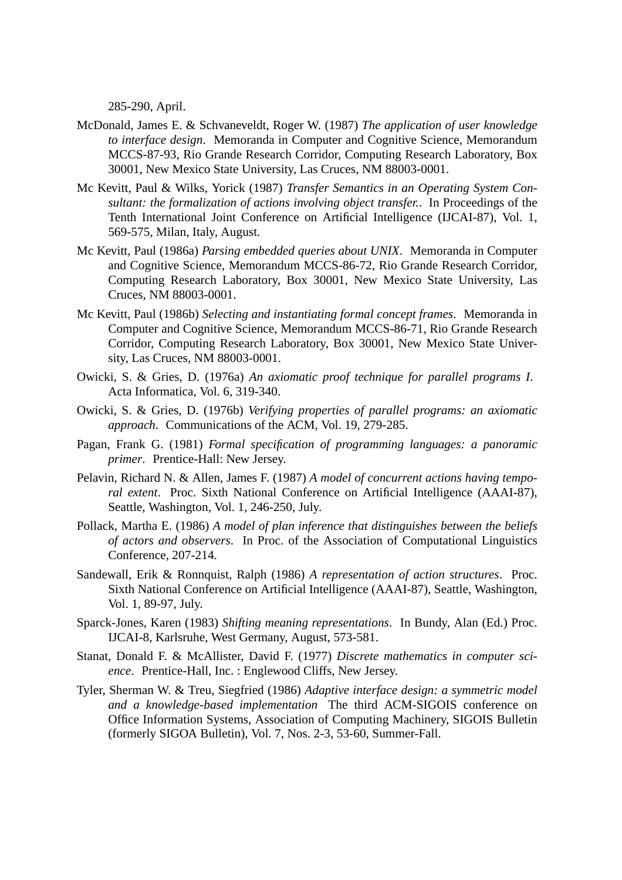285-290, April.

McDonald, James E. & Schvaneveldt, Roger W. (1987) *The application of user knowledge to interface design*. Memoranda in Computer and Cognitive Science, Memorandum MCCS-87-93, Rio Grande Research Corridor, Computing Research Laboratory, Box 30001, New Mexico State University, Las Cruces, NM 88003-0001.

Mc Kevitt, Paul & Wilks, Yorick (1987) *Transfer Semantics in an Operating System Consultant: the formalization of actions involving object transfer.*. In Proceedings of the Tenth International Joint Conference on Artificial Intelligence (IJCAI-87), Vol. 1, 569-575, Milan, Italy, August.

Mc Kevitt, Paul (1986a) *Parsing embedded queries about UNIX*. Memoranda in Computer and Cognitive Science, Memorandum MCCS-86-72, Rio Grande Research Corridor, Computing Research Laboratory, Box 30001, New Mexico State University, Las Cruces, NM 88003-0001.

Mc Kevitt, Paul (1986b) *Selecting and instantiating formal concept frames*. Memoranda in Computer and Cognitive Science, Memorandum MCCS-86-71, Rio Grande Research Corridor, Computing Research Laboratory, Box 30001, New Mexico State University, Las Cruces, NM 88003-0001.

Owicki, S. & Gries, D. (1976a) *An axiomatic proof technique for parallel programs I*. Acta Informatica, Vol. 6, 319-340.

Owicki, S. & Gries, D. (1976b) *Verifying properties of parallel programs: an axiomatic approach*. Communications of the ACM, Vol. 19, 279-285.

Pagan, Frank G. (1981) *Formal specification of programming languages: a panoramic primer*. Prentice-Hall: New Jersey.

Pelavin, Richard N. & Allen, James F. (1987) *A model of concurrent actions having temporal extent*. Proc. Sixth National Conference on Artificial Intelligence (AAAI-87), Seattle, Washington, Vol. 1, 246-250, July.

Pollack, Martha E. (1986) *A model of plan inference that distinguishes between the beliefs of actors and observers*. In Proc. of the Association of Computational Linguistics Conference, 207-214.

Sandewall, Erik & Ronnquist, Ralph (1986) *A representation of action structures*. Proc. Sixth National Conference on Artificial Intelligence (AAAI-87), Seattle, Washington, Vol. 1, 89-97, July.

Sparck-Jones, Karen (1983) *Shifting meaning representations*. In Bundy, Alan (Ed.) Proc. IJCAI-8, Karlsruhe, West Germany, August, 573-581.

Stanat, Donald F. & McAllister, David F. (1977) *Discrete mathematics in computer science*. Prentice-Hall, Inc. : Englewood Cliffs, New Jersey.

Tyler, Sherman W. & Treu, Siegfried (1986) *Adaptive interface design: a symmetric model and a knowledge-based implementation* The third ACM-SIGOIS conference on Office Information Systems, Association of Computing Machinery, SIGOIS Bulletin (formerly SIGOA Bulletin), Vol. 7, Nos. 2-3, 53-60, Summer-Fall.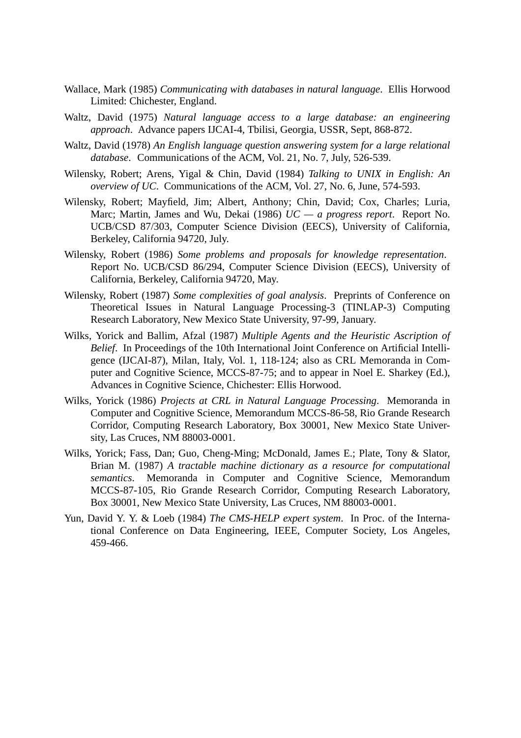Wallace, Mark (1985) *Communicating with databases in natural language*. Ellis Horwood Limited: Chichester, England.

Waltz, David (1975) *Natural language access to a large database: an engineering approach*. Advance papers IJCAI-4, Tbilisi, Georgia, USSR, Sept, 868-872.

Waltz, David (1978) *An English language question answering system for a large relational database*. Communications of the ACM, Vol. 21, No. 7, July, 526-539.

Wilensky, Robert; Arens, Yigal & Chin, David (1984) *Talking to UNIX in English: An overview of UC*. Communications of the ACM, Vol. 27, No. 6, June, 574-593.

Wilensky, Robert; Mayfield, Jim; Albert, Anthony; Chin, David; Cox, Charles; Luria, Marc; Martin, James and Wu, Dekai (1986) *UC — a progress report*. Report No. UCB/CSD 87/303, Computer Science Division (EECS), University of California, Berkeley, California 94720, July.

Wilensky, Robert (1986) *Some problems and proposals for knowledge representation*. Report No. UCB/CSD 86/294, Computer Science Division (EECS), University of California, Berkeley, California 94720, May.

Wilensky, Robert (1987) *Some complexities of goal analysis*. Preprints of Conference on Theoretical Issues in Natural Language Processing-3 (TINLAP-3) Computing Research Laboratory, New Mexico State University, 97-99, January.

Wilks, Yorick and Ballim, Afzal (1987) *Multiple Agents and the Heuristic Ascription of Belief*. In Proceedings of the 10th International Joint Conference on Artificial Intelligence (IJCAI-87), Milan, Italy, Vol. 1, 118-124; also as CRL Memoranda in Computer and Cognitive Science, MCCS-87-75; and to appear in Noel E. Sharkey (Ed.), Advances in Cognitive Science, Chichester: Ellis Horwood.

Wilks, Yorick (1986) *Projects at CRL in Natural Language Processing*. Memoranda in Computer and Cognitive Science, Memorandum MCCS-86-58, Rio Grande Research Corridor, Computing Research Laboratory, Box 30001, New Mexico State University, Las Cruces, NM 88003-0001.

Wilks, Yorick; Fass, Dan; Guo, Cheng-Ming; McDonald, James E.; Plate, Tony & Slator, Brian M. (1987) *A tractable machine dictionary as a resource for computational semantics*. Memoranda in Computer and Cognitive Science, Memorandum MCCS-87-105, Rio Grande Research Corridor, Computing Research Laboratory, Box 30001, New Mexico State University, Las Cruces, NM 88003-0001.

Yun, David Y. Y. & Loeb (1984) *The CMS-HELP expert system*. In Proc. of the International Conference on Data Engineering, IEEE, Computer Society, Los Angeles, 459-466.